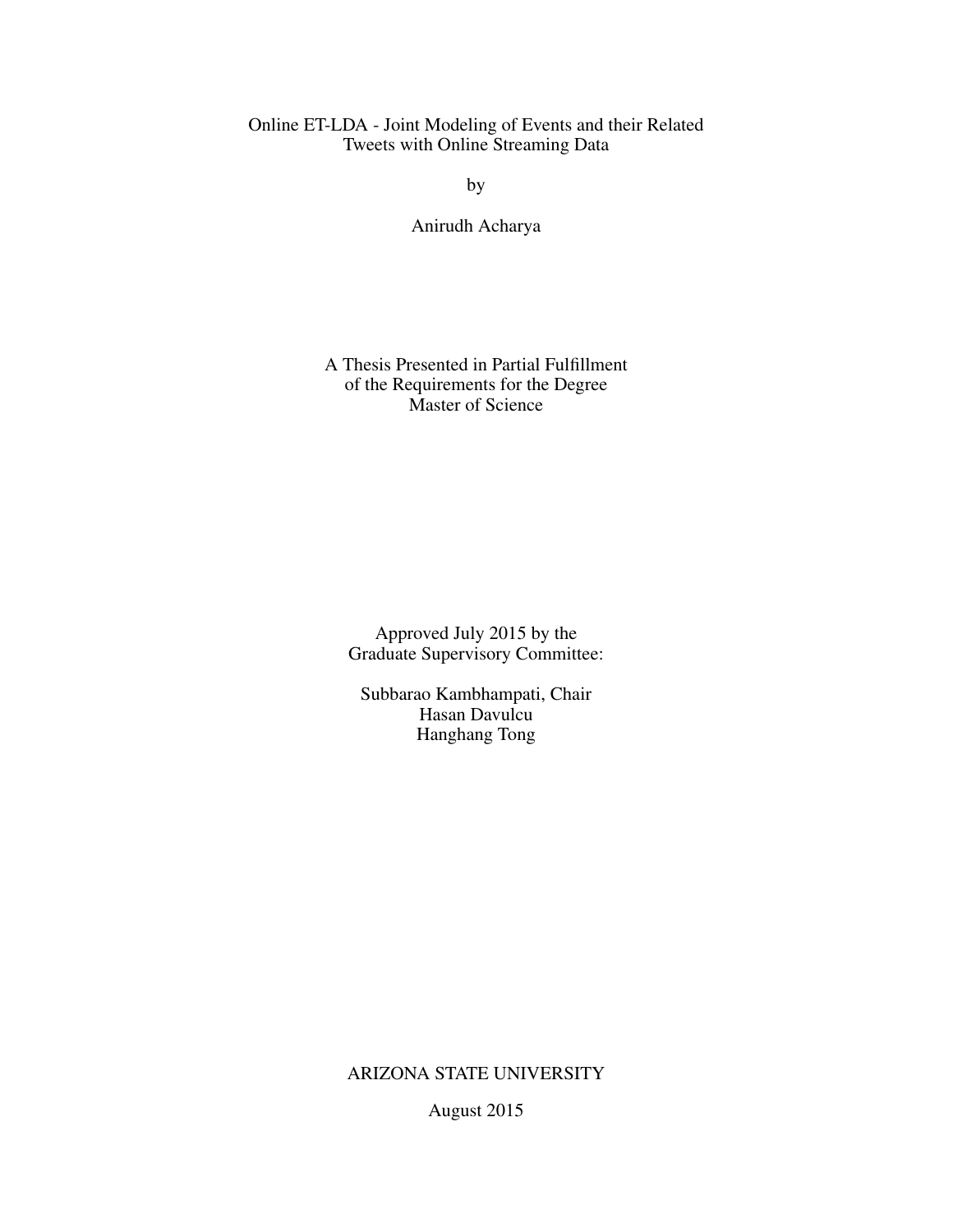# Online ET-LDA - Joint Modeling of Events and their Related Tweets with Online Streaming Data

by

Anirudh Acharya

A Thesis Presented in Partial Fulfillment
of the Requirements for the Degree
Master of Science

Approved July 2015 by the
Graduate Supervisory Committee:

Subbarao Kambhampati, Chair
Hasan Davulcu
Hanghang Tong

ARIZONA STATE UNIVERSITY

August 2015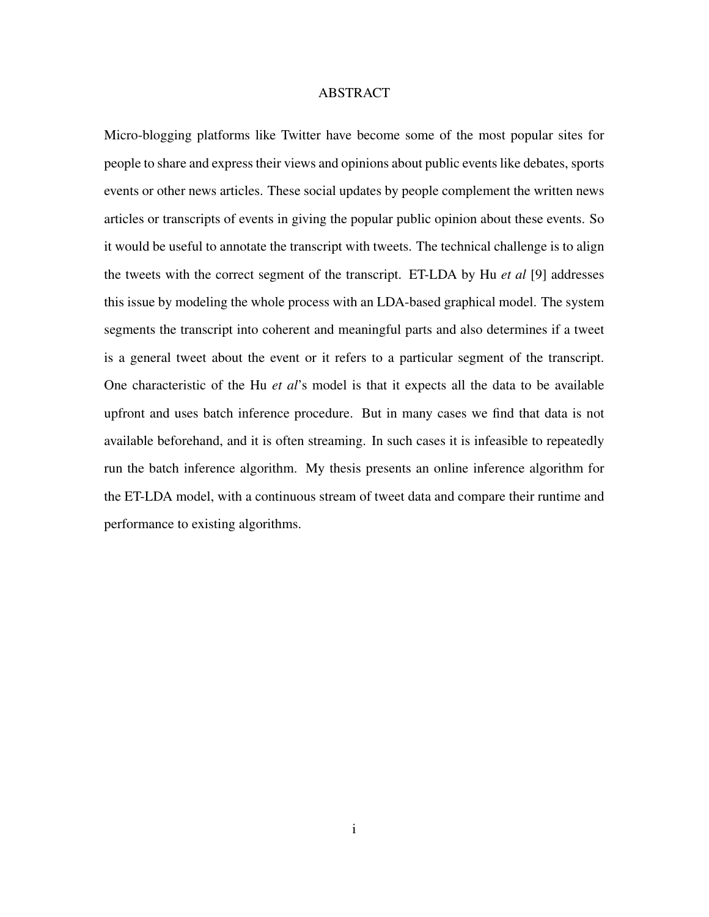# ABSTRACT

Micro-blogging platforms like Twitter have become some of the most popular sites for people to share and express their views and opinions about public events like debates, sports events or other news articles. These social updates by people complement the written news articles or transcripts of events in giving the popular public opinion about these events. So it would be useful to annotate the transcript with tweets. The technical challenge is to align the tweets with the correct segment of the transcript. ET-LDA by Hu *et al* [9] addresses this issue by modeling the whole process with an LDA-based graphical model. The system segments the transcript into coherent and meaningful parts and also determines if a tweet is a general tweet about the event or it refers to a particular segment of the transcript. One characteristic of the Hu *et al*'s model is that it expects all the data to be available upfront and uses batch inference procedure. But in many cases we find that data is not available beforehand, and it is often streaming. In such cases it is infeasible to repeatedly run the batch inference algorithm. My thesis presents an online inference algorithm for the ET-LDA model, with a continuous stream of tweet data and compare their runtime and performance to existing algorithms.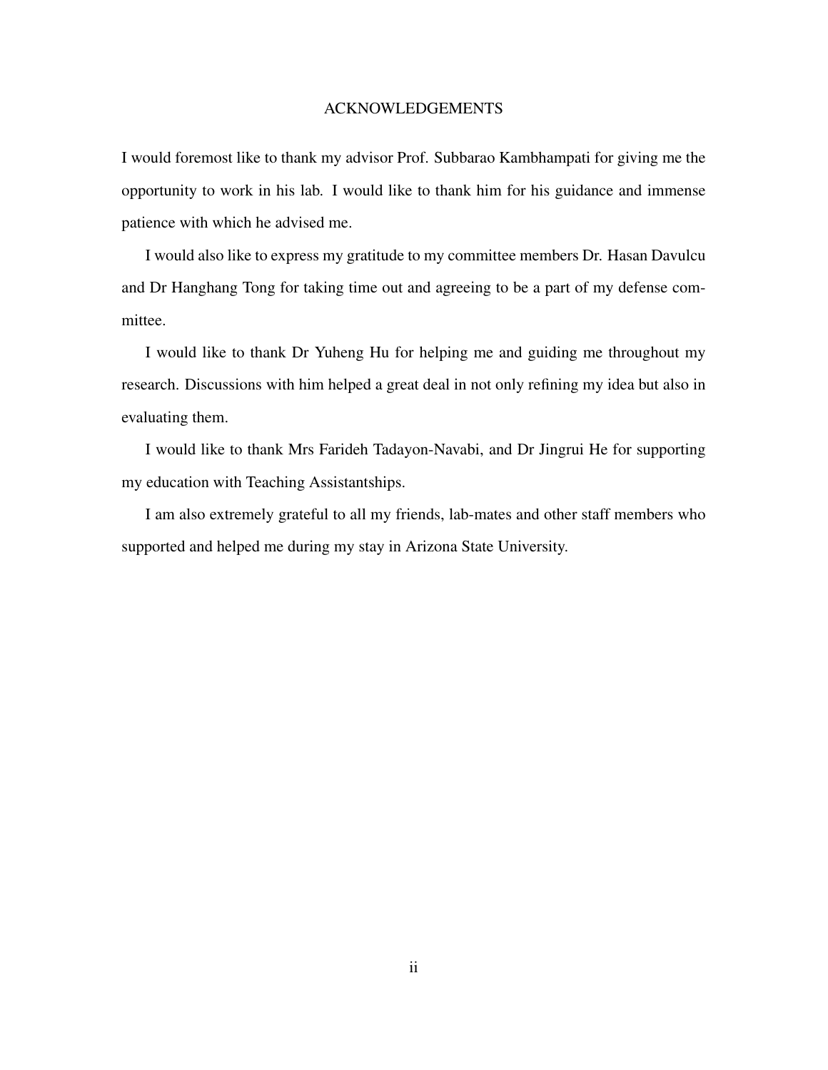# ACKNOWLEDGEMENTS

I would foremost like to thank my advisor Prof. Subbarao Kambhampati for giving me the opportunity to work in his lab. I would like to thank him for his guidance and immense patience with which he advised me.

I would also like to express my gratitude to my committee members Dr. Hasan Davulcu and Dr Hanghang Tong for taking time out and agreeing to be a part of my defense committee.

I would like to thank Dr Yuheng Hu for helping me and guiding me throughout my research. Discussions with him helped a great deal in not only refining my idea but also in evaluating them.

I would like to thank Mrs Farideh Tadayon-Navabi, and Dr Jingrui He for supporting my education with Teaching Assistantships.

I am also extremely grateful to all my friends, lab-mates and other staff members who supported and helped me during my stay in Arizona State University.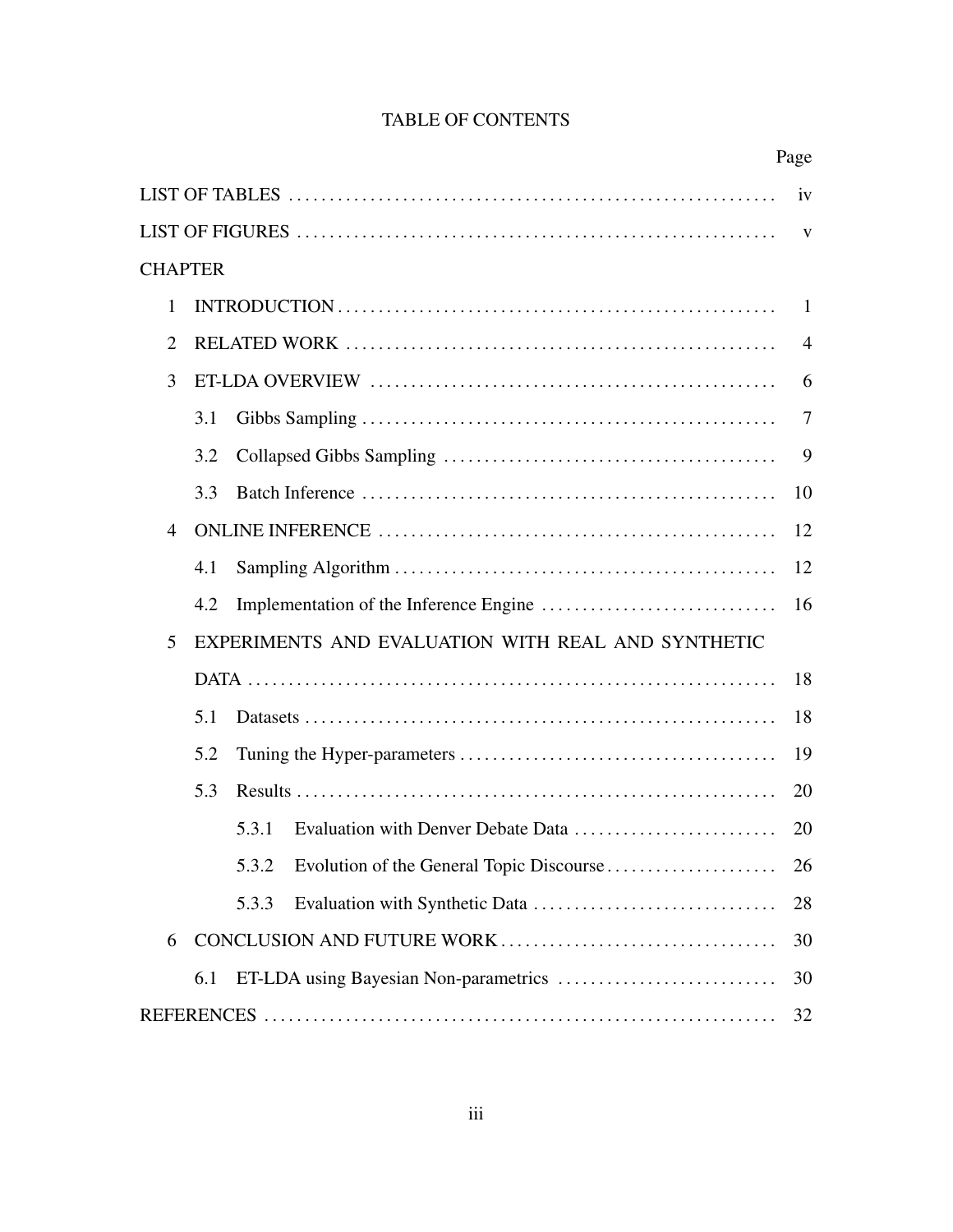# TABLE OF CONTENTS

| | Page |
|---|---|
| LIST OF TABLES | iv |
| LIST OF FIGURES | v |
| CHAPTER | |
| 1 INTRODUCTION | 1 |
| 2 RELATED WORK | 4 |
| 3 ET-LDA OVERVIEW | 6 |
| 3.1 Gibbs Sampling | 7 |
| 3.2 Collapsed Gibbs Sampling | 9 |
| 3.3 Batch Inference | 10 |
| 4 ONLINE INFERENCE | 12 |
| 4.1 Sampling Algorithm | 12 |
| 4.2 Implementation of the Inference Engine | 16 |
| 5 EXPERIMENTS AND EVALUATION WITH REAL AND SYNTHETIC DATA | 18 |
| 5.1 Datasets | 18 |
| 5.2 Tuning the Hyper-parameters | 19 |
| 5.3 Results | 20 |
| 5.3.1 Evaluation with Denver Debate Data | 20 |
| 5.3.2 Evolution of the General Topic Discourse | 26 |
| 5.3.3 Evaluation with Synthetic Data | 28 |
| 6 CONCLUSION AND FUTURE WORK | 30 |
| 6.1 ET-LDA using Bayesian Non-parametrics | 30 |
| REFERENCES | 32 |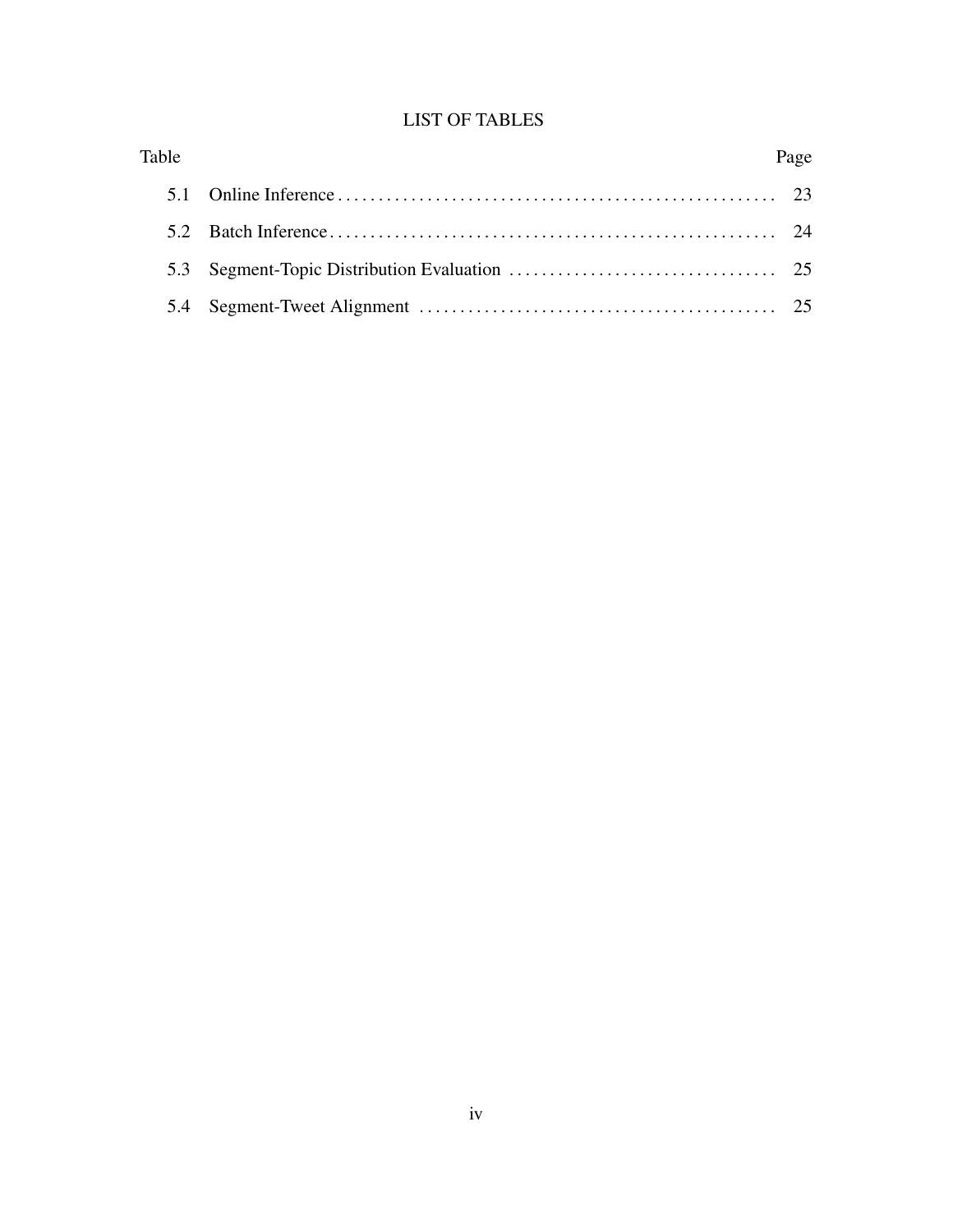# LIST OF TABLES

| Table | | Page |
|---|---|---|
| 5.1 | Online Inference | 23 |
| 5.2 | Batch Inference | 24 |
| 5.3 | Segment-Topic Distribution Evaluation | 25 |
| 5.4 | Segment-Tweet Alignment | 25 |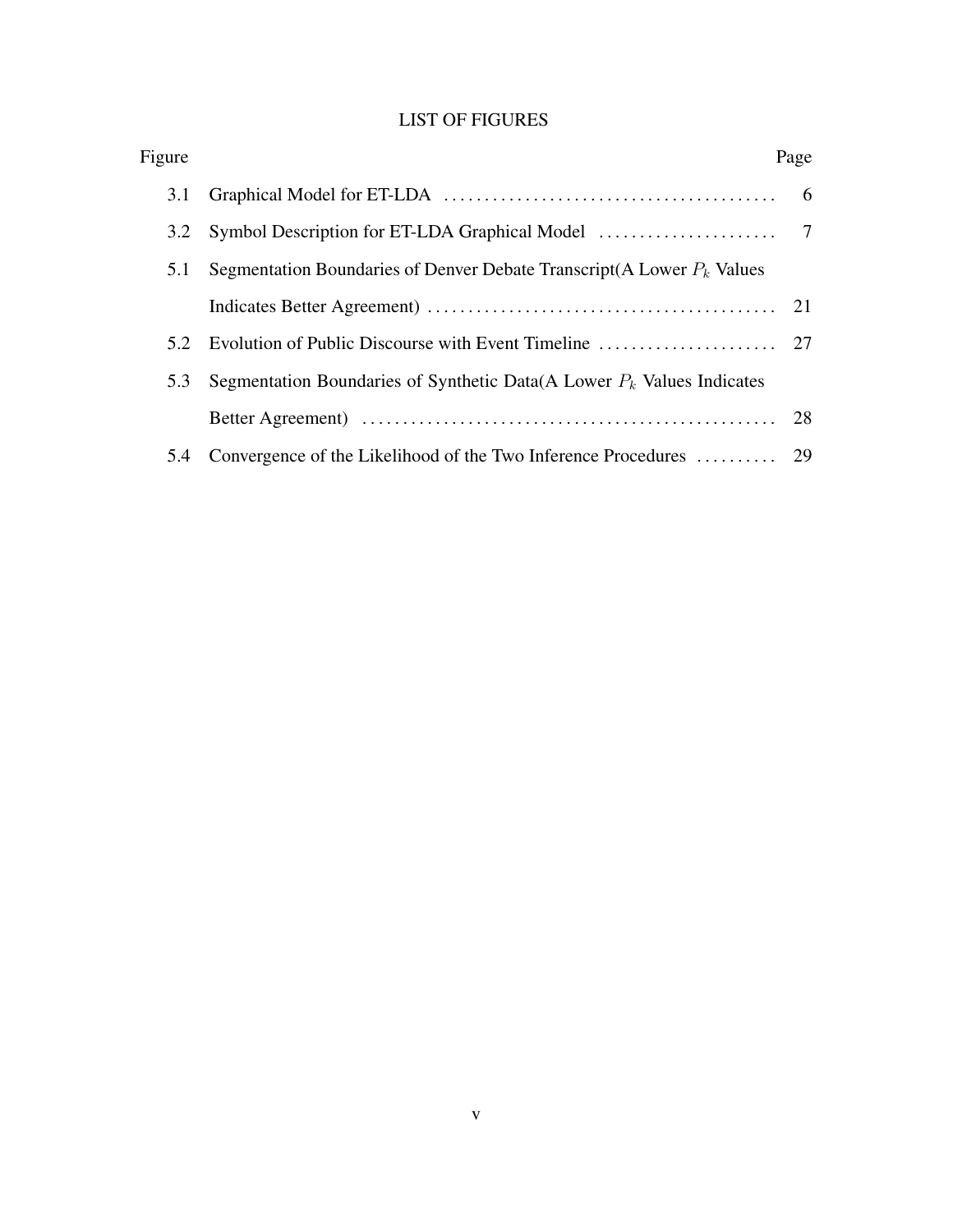# LIST OF FIGURES

| Figure | | Page |
| --- | --- | --- |
| 3.1 | Graphical Model for ET-LDA | 6 |
| 3.2 | Symbol Description for ET-LDA Graphical Model | 7 |
| 5.1 | Segmentation Boundaries of Denver Debate Transcript(A Lower $P_k$ Values Indicates Better Agreement) | 21 |
| 5.2 | Evolution of Public Discourse with Event Timeline | 27 |
| 5.3 | Segmentation Boundaries of Synthetic Data(A Lower $P_k$ Values Indicates Better Agreement) | 28 |
| 5.4 | Convergence of the Likelihood of the Two Inference Procedures | 29 |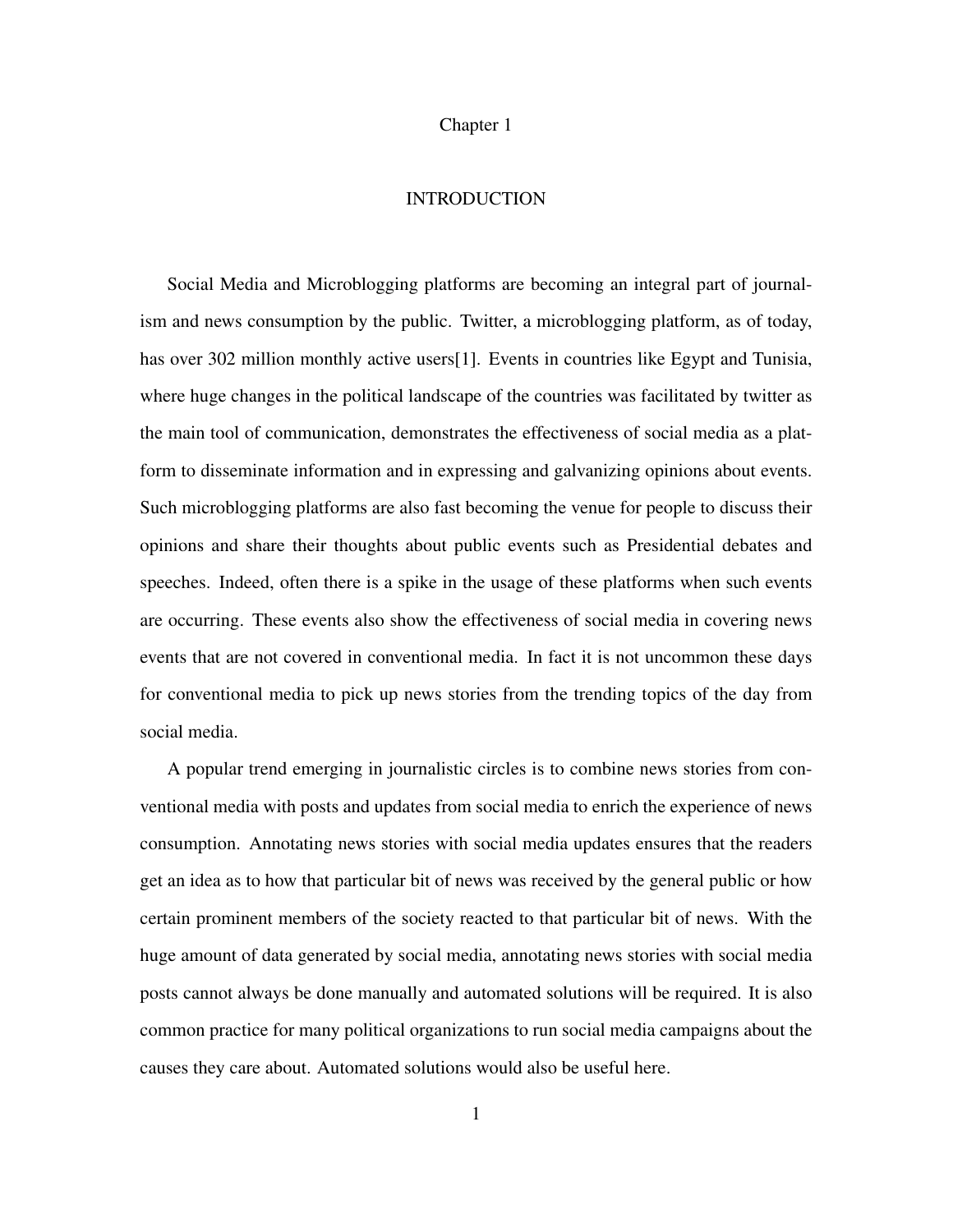# Chapter 1

# INTRODUCTION

Social Media and Microblogging platforms are becoming an integral part of journalism and news consumption by the public. Twitter, a microblogging platform, as of today, has over 302 million monthly active users[1]. Events in countries like Egypt and Tunisia, where huge changes in the political landscape of the countries was facilitated by twitter as the main tool of communication, demonstrates the effectiveness of social media as a platform to disseminate information and in expressing and galvanizing opinions about events. Such microblogging platforms are also fast becoming the venue for people to discuss their opinions and share their thoughts about public events such as Presidential debates and speeches. Indeed, often there is a spike in the usage of these platforms when such events are occurring. These events also show the effectiveness of social media in covering news events that are not covered in conventional media. In fact it is not uncommon these days for conventional media to pick up news stories from the trending topics of the day from social media.

A popular trend emerging in journalistic circles is to combine news stories from conventional media with posts and updates from social media to enrich the experience of news consumption. Annotating news stories with social media updates ensures that the readers get an idea as to how that particular bit of news was received by the general public or how certain prominent members of the society reacted to that particular bit of news. With the huge amount of data generated by social media, annotating news stories with social media posts cannot always be done manually and automated solutions will be required. It is also common practice for many political organizations to run social media campaigns about the causes they care about. Automated solutions would also be useful here.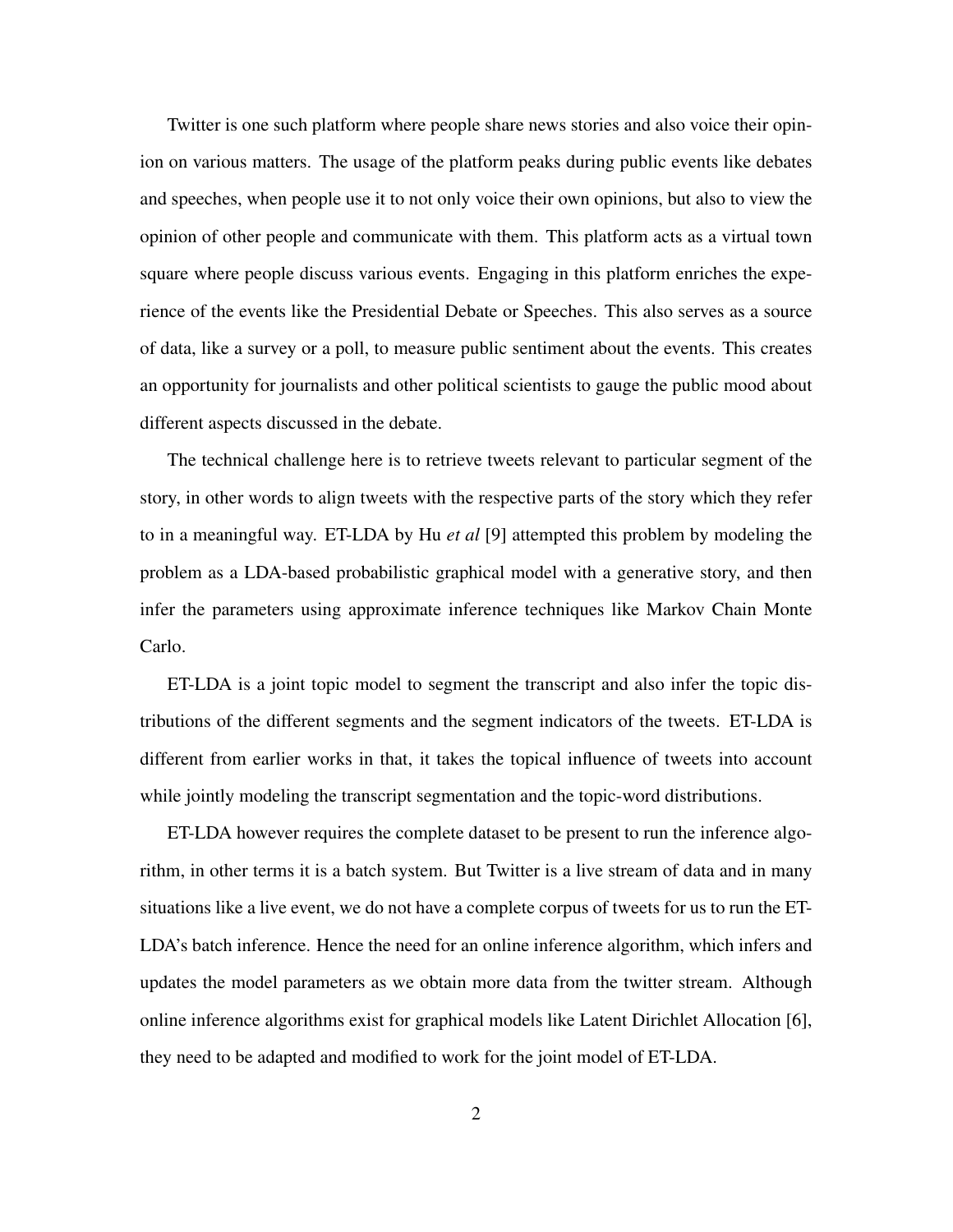Twitter is one such platform where people share news stories and also voice their opinion on various matters. The usage of the platform peaks during public events like debates and speeches, when people use it to not only voice their own opinions, but also to view the opinion of other people and communicate with them. This platform acts as a virtual town square where people discuss various events. Engaging in this platform enriches the experience of the events like the Presidential Debate or Speeches. This also serves as a source of data, like a survey or a poll, to measure public sentiment about the events. This creates an opportunity for journalists and other political scientists to gauge the public mood about different aspects discussed in the debate.

The technical challenge here is to retrieve tweets relevant to particular segment of the story, in other words to align tweets with the respective parts of the story which they refer to in a meaningful way. ET-LDA by Hu *et al* [9] attempted this problem by modeling the problem as a LDA-based probabilistic graphical model with a generative story, and then infer the parameters using approximate inference techniques like Markov Chain Monte Carlo.

ET-LDA is a joint topic model to segment the transcript and also infer the topic distributions of the different segments and the segment indicators of the tweets. ET-LDA is different from earlier works in that, it takes the topical influence of tweets into account while jointly modeling the transcript segmentation and the topic-word distributions.

ET-LDA however requires the complete dataset to be present to run the inference algorithm, in other terms it is a batch system. But Twitter is a live stream of data and in many situations like a live event, we do not have a complete corpus of tweets for us to run the ET-LDA's batch inference. Hence the need for an online inference algorithm, which infers and updates the model parameters as we obtain more data from the twitter stream. Although online inference algorithms exist for graphical models like Latent Dirichlet Allocation [6], they need to be adapted and modified to work for the joint model of ET-LDA.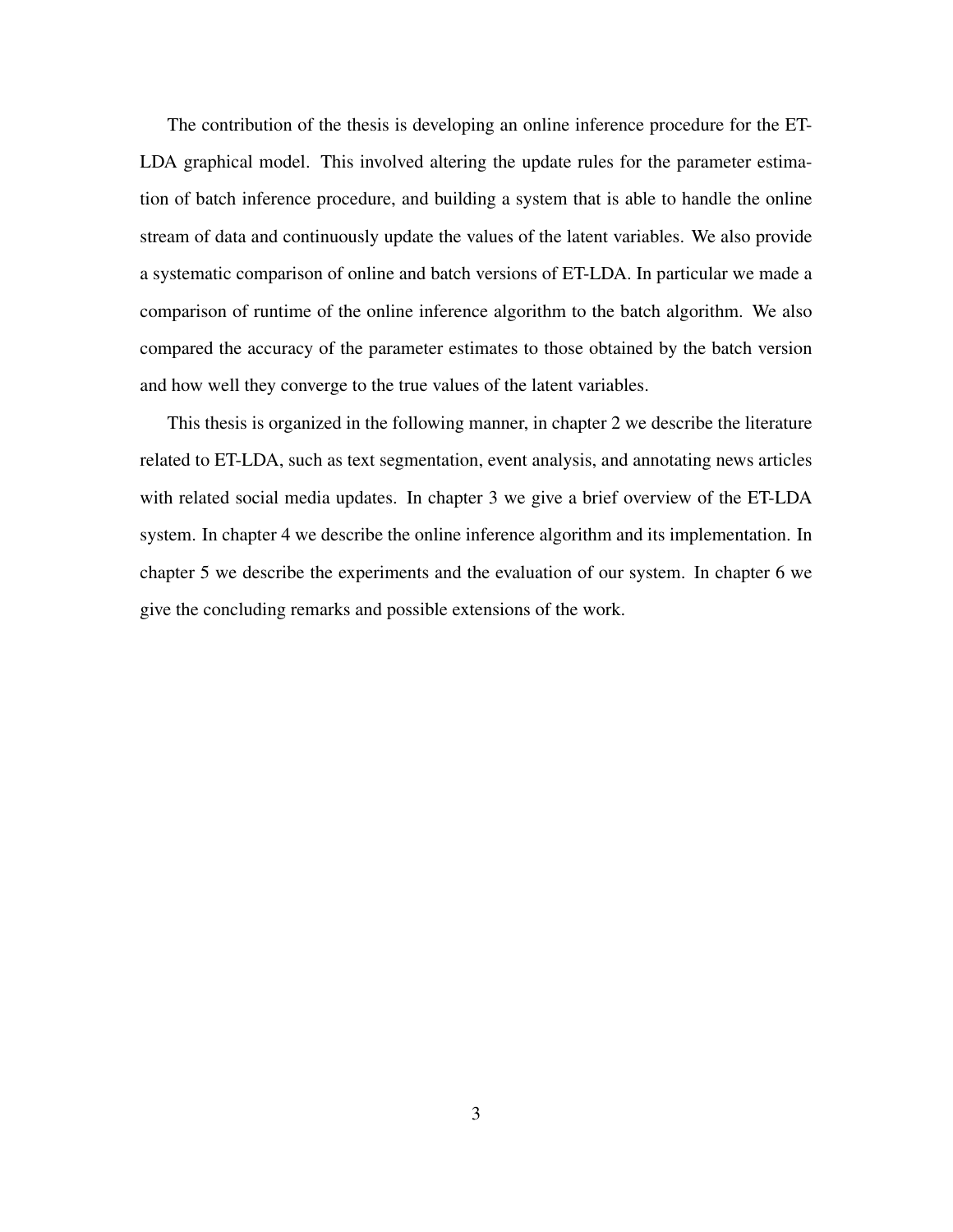The contribution of the thesis is developing an online inference procedure for the ET-LDA graphical model. This involved altering the update rules for the parameter estimation of batch inference procedure, and building a system that is able to handle the online stream of data and continuously update the values of the latent variables. We also provide a systematic comparison of online and batch versions of ET-LDA. In particular we made a comparison of runtime of the online inference algorithm to the batch algorithm. We also compared the accuracy of the parameter estimates to those obtained by the batch version and how well they converge to the true values of the latent variables.

This thesis is organized in the following manner, in chapter 2 we describe the literature related to ET-LDA, such as text segmentation, event analysis, and annotating news articles with related social media updates. In chapter 3 we give a brief overview of the ET-LDA system. In chapter 4 we describe the online inference algorithm and its implementation. In chapter 5 we describe the experiments and the evaluation of our system. In chapter 6 we give the concluding remarks and possible extensions of the work.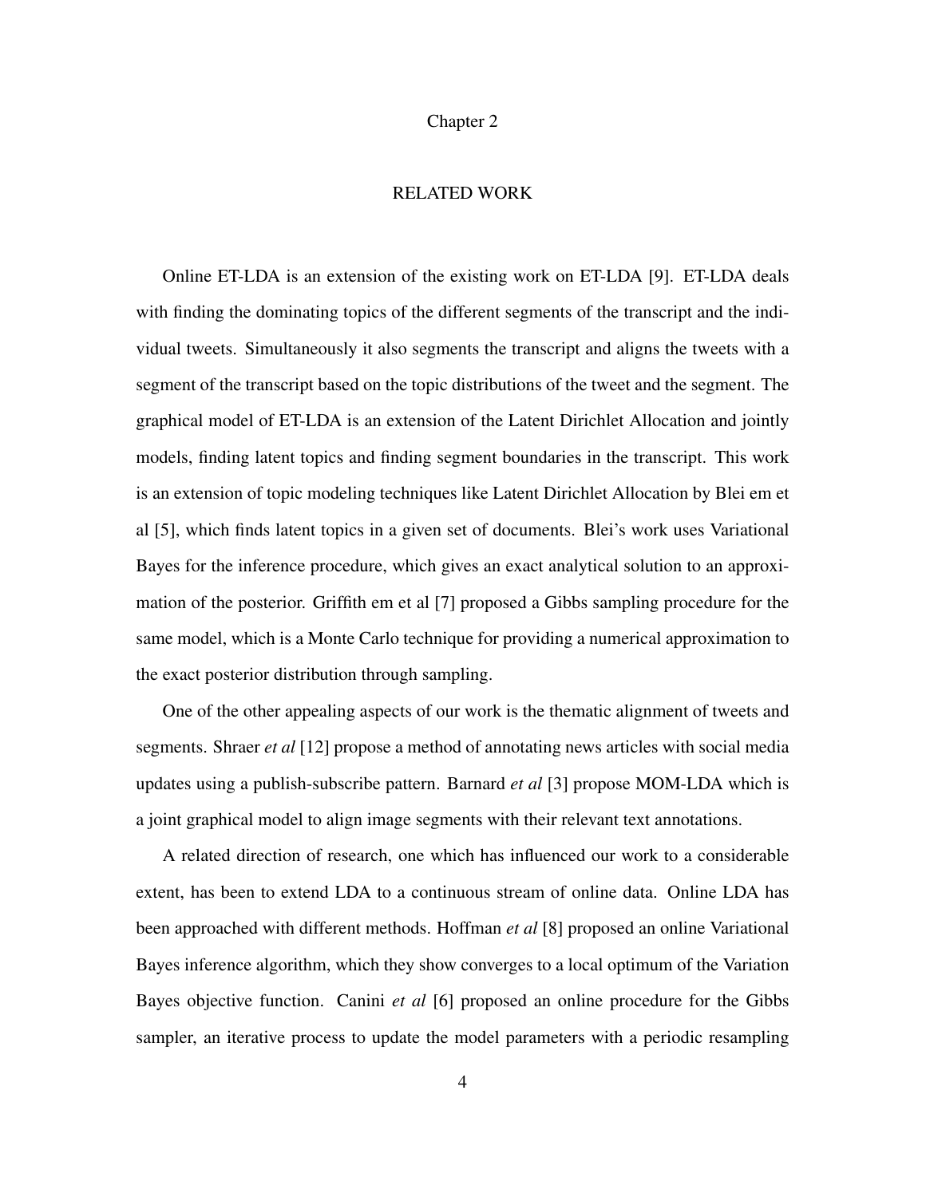# Chapter 2

## RELATED WORK

Online ET-LDA is an extension of the existing work on ET-LDA [9]. ET-LDA deals with finding the dominating topics of the different segments of the transcript and the individual tweets. Simultaneously it also segments the transcript and aligns the tweets with a segment of the transcript based on the topic distributions of the tweet and the segment. The graphical model of ET-LDA is an extension of the Latent Dirichlet Allocation and jointly models, finding latent topics and finding segment boundaries in the transcript. This work is an extension of topic modeling techniques like Latent Dirichlet Allocation by Blei em et al [5], which finds latent topics in a given set of documents. Blei's work uses Variational Bayes for the inference procedure, which gives an exact analytical solution to an approximation of the posterior. Griffith em et al [7] proposed a Gibbs sampling procedure for the same model, which is a Monte Carlo technique for providing a numerical approximation to the exact posterior distribution through sampling.

One of the other appealing aspects of our work is the thematic alignment of tweets and segments. Shraer *et al* [12] propose a method of annotating news articles with social media updates using a publish-subscribe pattern. Barnard *et al* [3] propose MOM-LDA which is a joint graphical model to align image segments with their relevant text annotations.

A related direction of research, one which has influenced our work to a considerable extent, has been to extend LDA to a continuous stream of online data. Online LDA has been approached with different methods. Hoffman *et al* [8] proposed an online Variational Bayes inference algorithm, which they show converges to a local optimum of the Variation Bayes objective function. Canini *et al* [6] proposed an online procedure for the Gibbs sampler, an iterative process to update the model parameters with a periodic resampling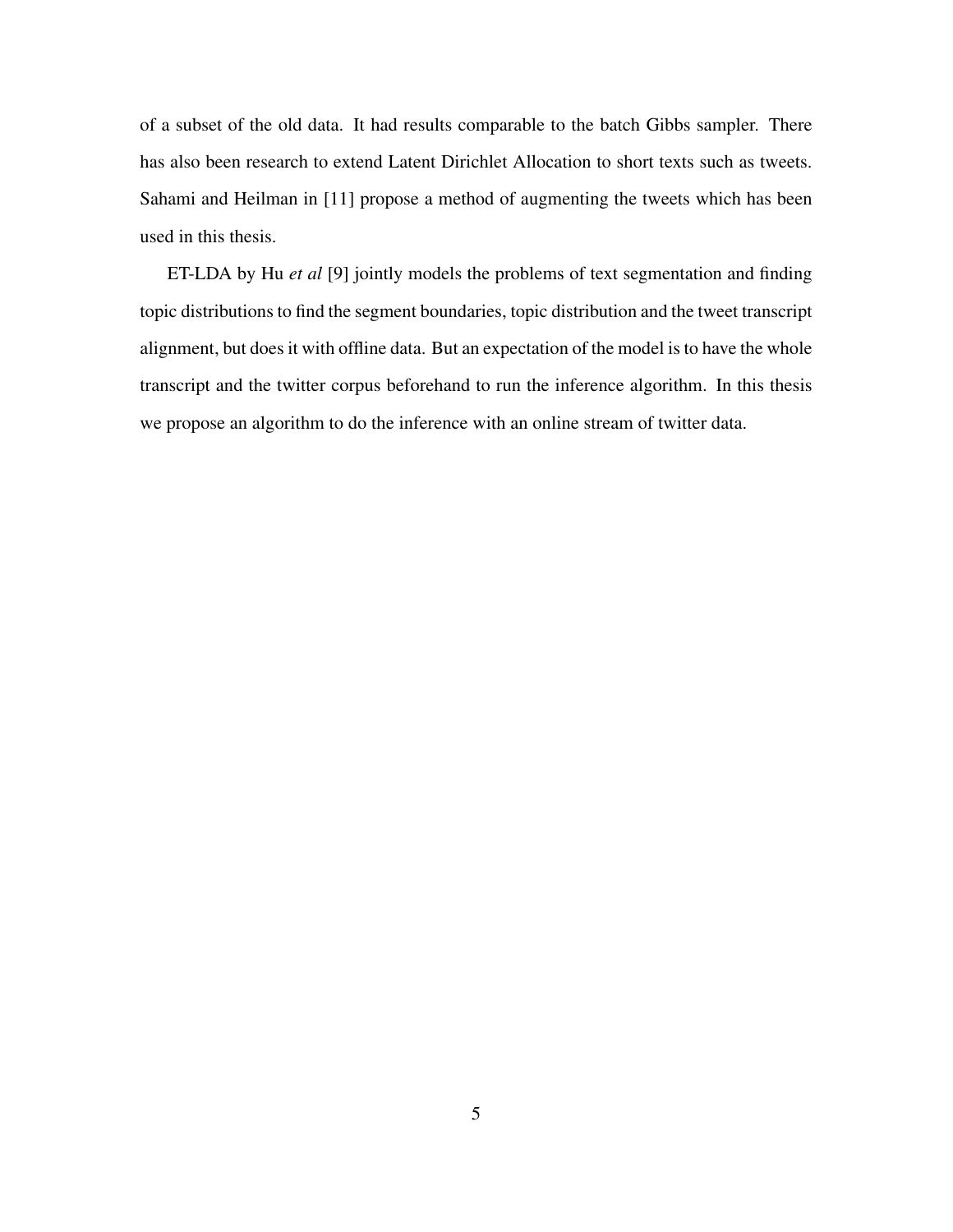of a subset of the old data. It had results comparable to the batch Gibbs sampler. There has also been research to extend Latent Dirichlet Allocation to short texts such as tweets. Sahami and Heilman in [11] propose a method of augmenting the tweets which has been used in this thesis.

ET-LDA by Hu *et al* [9] jointly models the problems of text segmentation and finding topic distributions to find the segment boundaries, topic distribution and the tweet transcript alignment, but does it with offline data. But an expectation of the model is to have the whole transcript and the twitter corpus beforehand to run the inference algorithm. In this thesis we propose an algorithm to do the inference with an online stream of twitter data.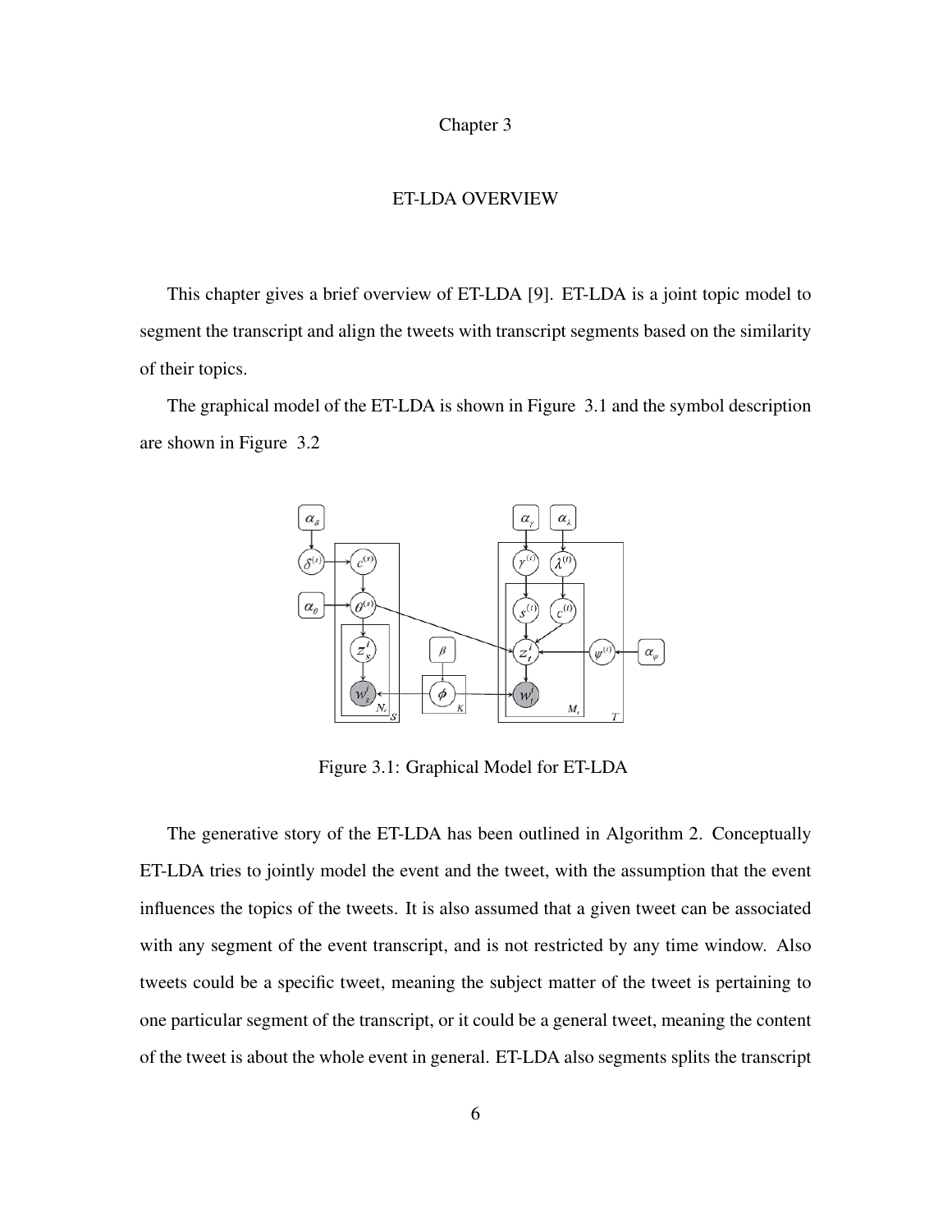# Chapter 3

## ET-LDA OVERVIEW

This chapter gives a brief overview of ET-LDA [9]. ET-LDA is a joint topic model to segment the transcript and align the tweets with transcript segments based on the similarity of their topics.

The graphical model of the ET-LDA is shown in Figure 3.1 and the symbol description are shown in Figure 3.2

Figure 3.1: Graphical Model for ET-LDA

The generative story of the ET-LDA has been outlined in Algorithm 2. Conceptually ET-LDA tries to jointly model the event and the tweet, with the assumption that the event influences the topics of the tweets. It is also assumed that a given tweet can be associated with any segment of the event transcript, and is not restricted by any time window. Also tweets could be a specific tweet, meaning the subject matter of the tweet is pertaining to one particular segment of the transcript, or it could be a general tweet, meaning the content of the tweet is about the whole event in general. ET-LDA also segments splits the transcript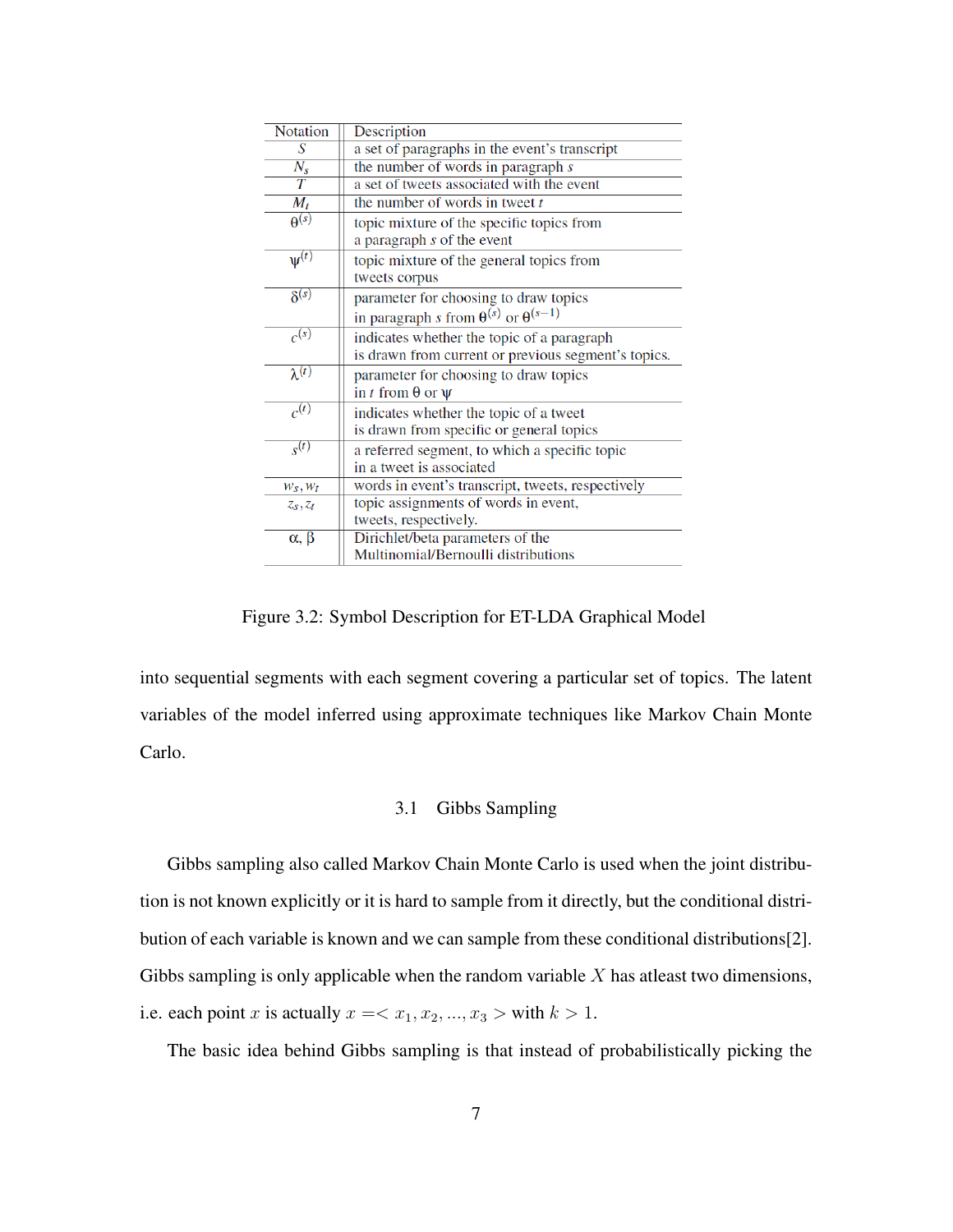| Notation | Description |
| --- | --- |
| $S$ | a set of paragraphs in the event's transcript |
| $N_s$ | the number of words in paragraph $s$ |
| $T$ | a set of tweets associated with the event |
| $M_t$ | the number of words in tweet $t$ |
| $\theta^{(s)}$ | topic mixture of the specific topics from a paragraph $s$ of the event |
| $\psi^{(t)}$ | topic mixture of the general topics from tweets corpus |
| $\delta^{(s)}$ | parameter for choosing to draw topics in paragraph $s$ from $\theta^{(s)}$ or $\theta^{(s-1)}$ |
| $c^{(s)}$ | indicates whether the topic of a paragraph is drawn from current or previous segment's topics. |
| $\lambda^{(t)}$ | parameter for choosing to draw topics in $t$ from $\theta$ or $\psi$ |
| $c^{(t)}$ | indicates whether the topic of a tweet is drawn from specific or general topics |
| $s^{(t)}$ | a referred segment, to which a specific topic in a tweet is associated |
| $w_s, w_t$ | words in event's transcript, tweets, respectively |
| $z_s, z_t$ | topic assignments of words in event, tweets, respectively. |
| $\alpha$, $\beta$ | Dirichlet/beta parameters of the Multinomial/Bernoulli distributions |

Figure 3.2: Symbol Description for ET-LDA Graphical Model

into sequential segments with each segment covering a particular set of topics. The latent variables of the model inferred using approximate techniques like Markov Chain Monte Carlo.

## 3.1 Gibbs Sampling

Gibbs sampling also called Markov Chain Monte Carlo is used when the joint distribution is not known explicitly or it is hard to sample from it directly, but the conditional distribution of each variable is known and we can sample from these conditional distributions[2]. Gibbs sampling is only applicable when the random variable $X$ has atleast two dimensions, i.e. each point $x$ is actually $x =< x_1, x_2, ..., x_3 >$ with $k > 1$.

The basic idea behind Gibbs sampling is that instead of probabilistically picking the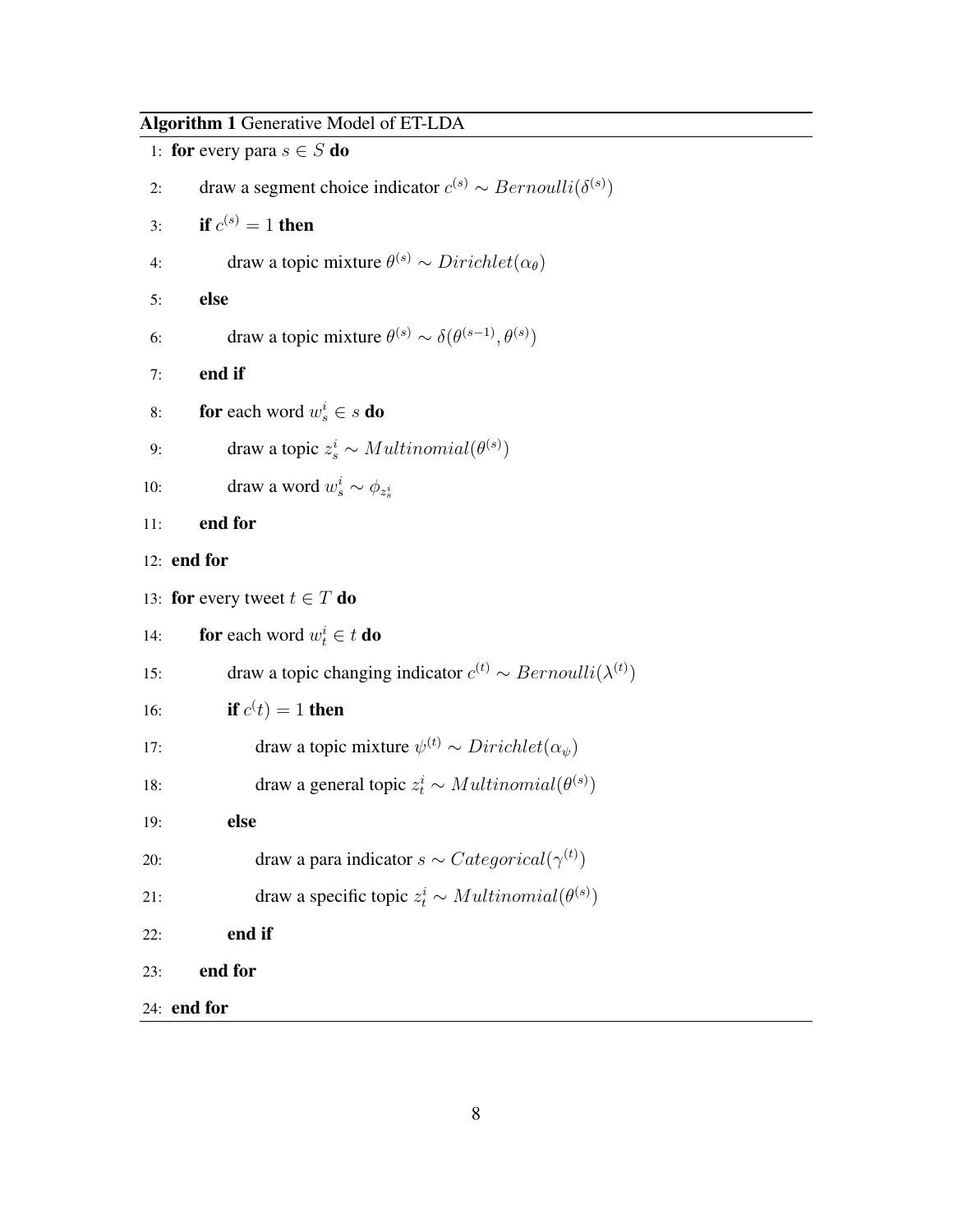**Algorithm 1** Generative Model of ET-LDA

```
1:  for every para s ∈ S do
2:      draw a segment choice indicator c^(s) ~ Bernoulli(δ^(s))
3:      if c^(s) = 1 then
4:          draw a topic mixture θ^(s) ~ Dirichlet(α_θ)
5:      else
6:          draw a topic mixture θ^(s) ~ δ(θ^(s-1), θ^(s))
7:      end if
8:      for each word w_s^i ∈ s do
9:          draw a topic z_s^i ~ Multinomial(θ^(s))
10:         draw a word w_s^i ~ φ_{z_s^i}
11:     end for
12: end for
13: for every tweet t ∈ T do
14:     for each word w_t^i ∈ t do
15:         draw a topic changing indicator c^(t) ~ Bernoulli(λ^(t))
16:         if c^(t) = 1 then
17:             draw a topic mixture ψ^(t) ~ Dirichlet(α_ψ)
18:             draw a general topic z_t^i ~ Multinomial(θ^(s))
19:         else
20:             draw a para indicator s ~ Categorical(γ^(t))
21:             draw a specific topic z_t^i ~ Multinomial(θ^(s))
22:         end if
23:     end for
24: end for
```

1: **for** every para $s \in S$ **do**

2: draw a segment choice indicator $c^{(s)} \sim Bernoulli(\delta^{(s)})$

3: **if** $c^{(s)} = 1$ **then**

4: draw a topic mixture $\theta^{(s)} \sim Dirichlet(\alpha_\theta)$

5: **else**

6: draw a topic mixture $\theta^{(s)} \sim \delta(\theta^{(s-1)}, \theta^{(s)})$

7: **end if**

8: **for** each word $w_s^i \in s$ **do**

9: draw a topic $z_s^i \sim Multinomial(\theta^{(s)})$

10: draw a word $w_s^i \sim \phi_{z_s^i}$

11: **end for**

12: **end for**

13: **for** every tweet $t \in T$ **do**

14: **for** each word $w_t^i \in t$ **do**

15: draw a topic changing indicator $c^{(t)} \sim Bernoulli(\lambda^{(t)})$

16: **if** $c^(t) = 1$ **then**

17: draw a topic mixture $\psi^{(t)} \sim Dirichlet(\alpha_\psi)$

18: draw a general topic $z_t^i \sim Multinomial(\theta^{(s)})$

19: **else**

20: draw a para indicator $s \sim Categorical(\gamma^{(t)})$

21: draw a specific topic $z_t^i \sim Multinomial(\theta^{(s)})$

22: **end if**

23: **end for**

24: **end for**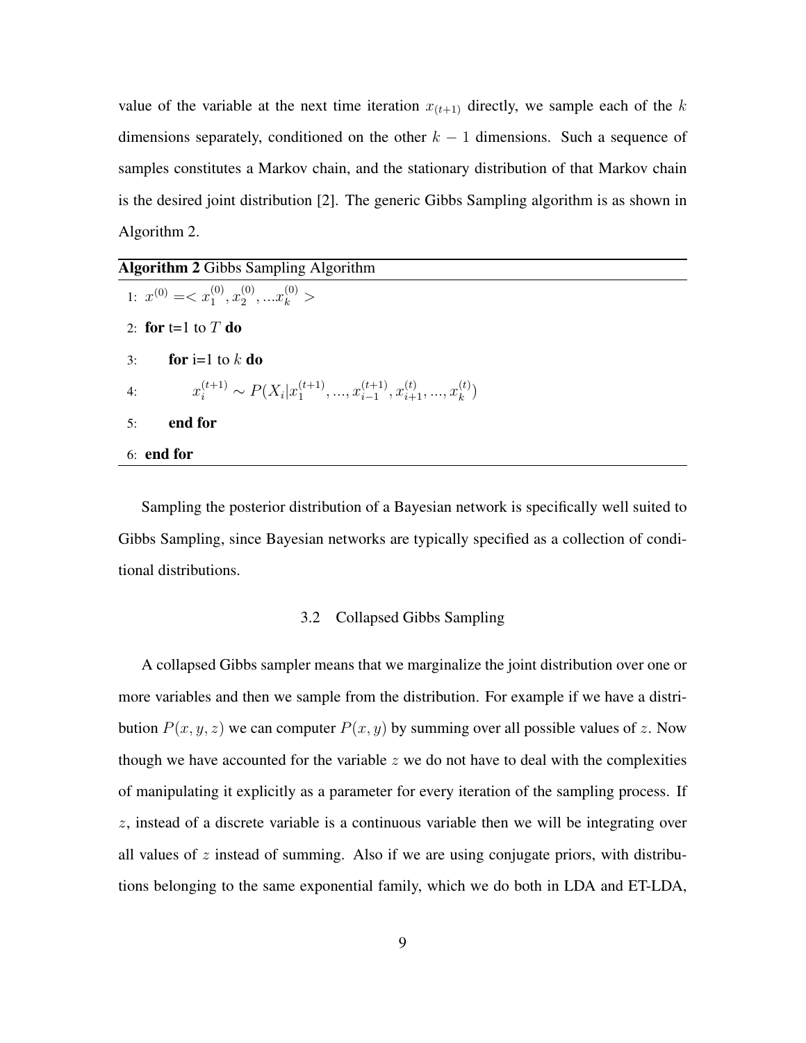value of the variable at the next time iteration $x_{(t+1)}$ directly, we sample each of the $k$ dimensions separately, conditioned on the other $k-1$ dimensions. Such a sequence of samples constitutes a Markov chain, and the stationary distribution of that Markov chain is the desired joint distribution [2]. The generic Gibbs Sampling algorithm is as shown in Algorithm 2.

**Algorithm 2** Gibbs Sampling Algorithm

```
1: x^(0) = < x_1^(0), x_2^(0), ...x_k^(0) >
2: for t=1 to T do
3:     for i=1 to k do
4:         x_i^(t+1) ~ P(X_i | x_1^(t+1), ..., x_{i-1}^(t+1), x_{i+1}^(t), ..., x_k^(t))
5:     end for
6: end for
```

1: $x^{(0)} = < x_1^{(0)}, x_2^{(0)}, ...x_k^{(0)} >$

2: **for** t=1 to $T$ **do**

3: &nbsp;&nbsp;&nbsp;&nbsp;**for** i=1 to $k$ **do**

4: &nbsp;&nbsp;&nbsp;&nbsp;&nbsp;&nbsp;&nbsp;&nbsp;$x_i^{(t+1)} \sim P(X_i | x_1^{(t+1)}, ..., x_{i-1}^{(t+1)}, x_{i+1}^{(t)}, ..., x_k^{(t)})$

5: &nbsp;&nbsp;&nbsp;&nbsp;**end for**

6: **end for**

Sampling the posterior distribution of a Bayesian network is specifically well suited to Gibbs Sampling, since Bayesian networks are typically specified as a collection of conditional distributions.

## 3.2 Collapsed Gibbs Sampling

A collapsed Gibbs sampler means that we marginalize the joint distribution over one or more variables and then we sample from the distribution. For example if we have a distribution $P(x, y, z)$ we can computer $P(x, y)$ by summing over all possible values of $z$. Now though we have accounted for the variable $z$ we do not have to deal with the complexities of manipulating it explicitly as a parameter for every iteration of the sampling process. If $z$, instead of a discrete variable is a continuous variable then we will be integrating over all values of $z$ instead of summing. Also if we are using conjugate priors, with distributions belonging to the same exponential family, which we do both in LDA and ET-LDA,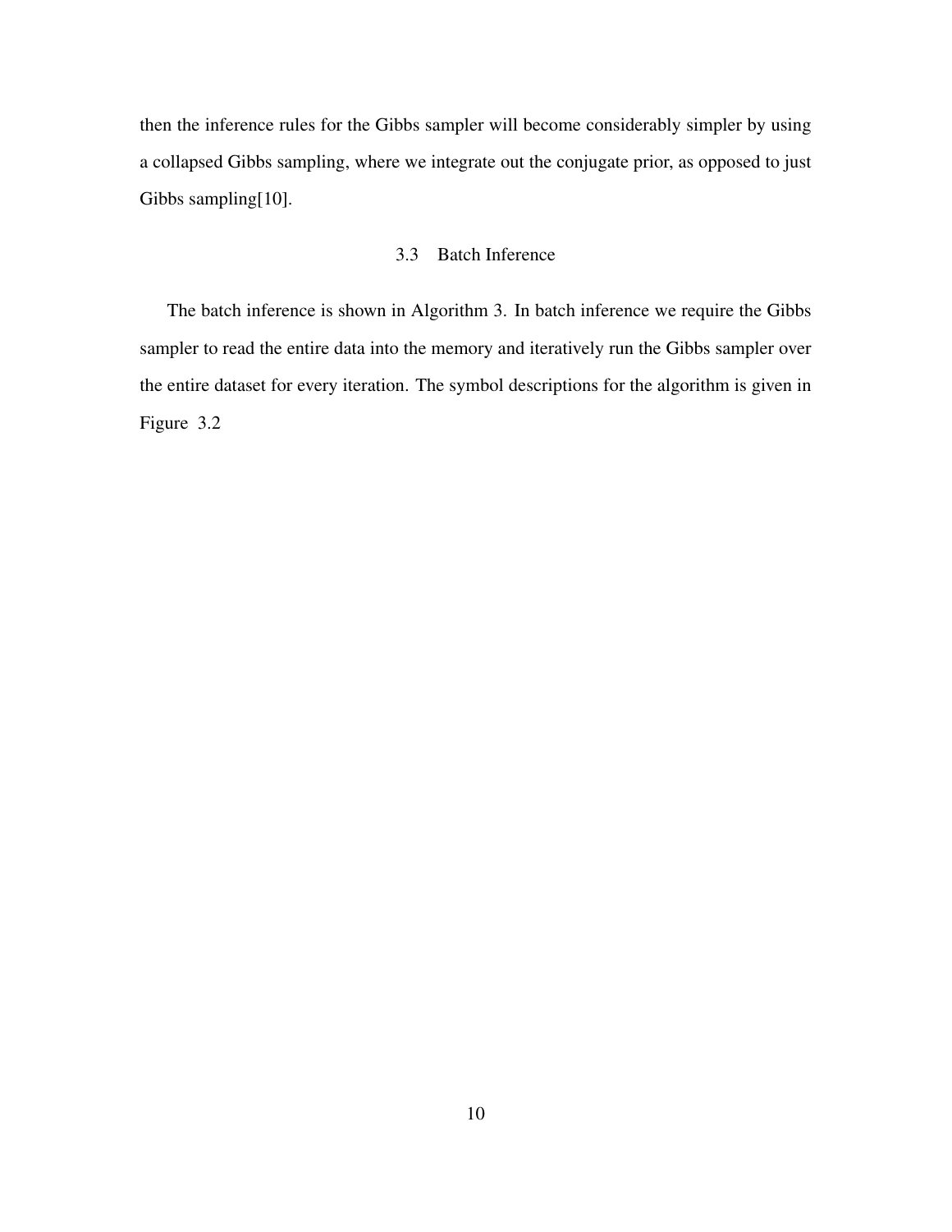then the inference rules for the Gibbs sampler will become considerably simpler by using a collapsed Gibbs sampling, where we integrate out the conjugate prior, as opposed to just Gibbs sampling[10].

### 3.3 Batch Inference

The batch inference is shown in Algorithm 3. In batch inference we require the Gibbs sampler to read the entire data into the memory and iteratively run the Gibbs sampler over the entire dataset for every iteration. The symbol descriptions for the algorithm is given in Figure 3.2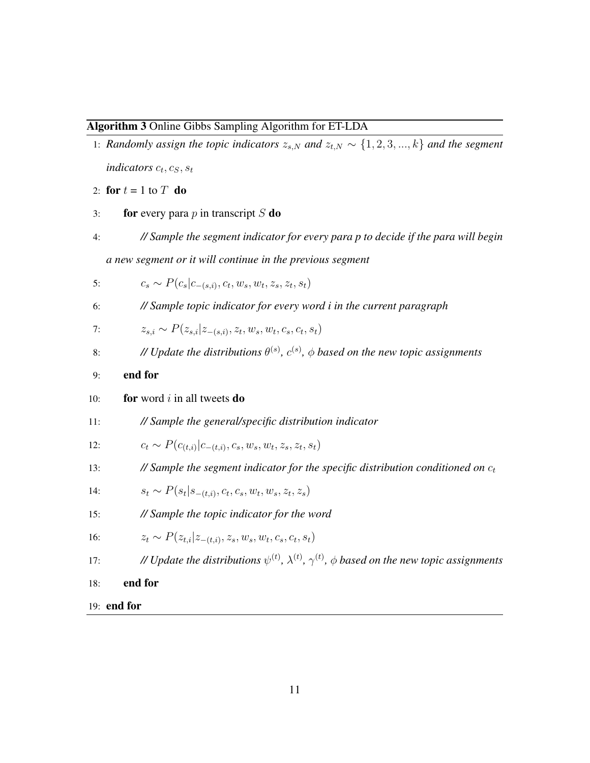**Algorithm 3** Online Gibbs Sampling Algorithm for ET-LDA

```
1: Randomly assign the topic indicators z_{s,N} and z_{t,N} ~ {1, 2, 3, ..., k} and the segment
   indicators c_t, c_S, s_t
2: for t = 1 to T do
3:     for every para p in transcript S do
4:         // Sample the segment indicator for every para p to decide if the para will begin
           a new segment or it will continue in the previous segment
5:         c_s ~ P(c_s | c_{-(s,i)}, c_t, w_s, w_t, z_s, z_t, s_t)
6:         // Sample topic indicator for every word i in the current paragraph
7:         z_{s,i} ~ P(z_{s,i} | z_{-(s,i)}, z_t, w_s, w_t, c_s, c_t, s_t)
8:         // Update the distributions θ^(s), c^(s), φ based on the new topic assignments
9:     end for
10:    for word i in all tweets do
11:        // Sample the general/specific distribution indicator
12:        c_t ~ P(c_{(t,i)} | c_{-(t,i)}, c_s, w_s, w_t, z_s, z_t, s_t)
13:        // Sample the segment indicator for the specific distribution conditioned on c_t
14:        s_t ~ P(s_t | s_{-(t,i)}, c_t, c_s, w_t, w_s, z_t, z_s)
15:        // Sample the topic indicator for the word
16:        z_t ~ P(z_{t,i} | z_{-(t,i)}, z_s, w_s, w_t, c_s, c_t, s_t)
17:        // Update the distributions ψ^(t), λ^(t), γ^(t), φ based on the new topic assignments
18:    end for
19: end for
```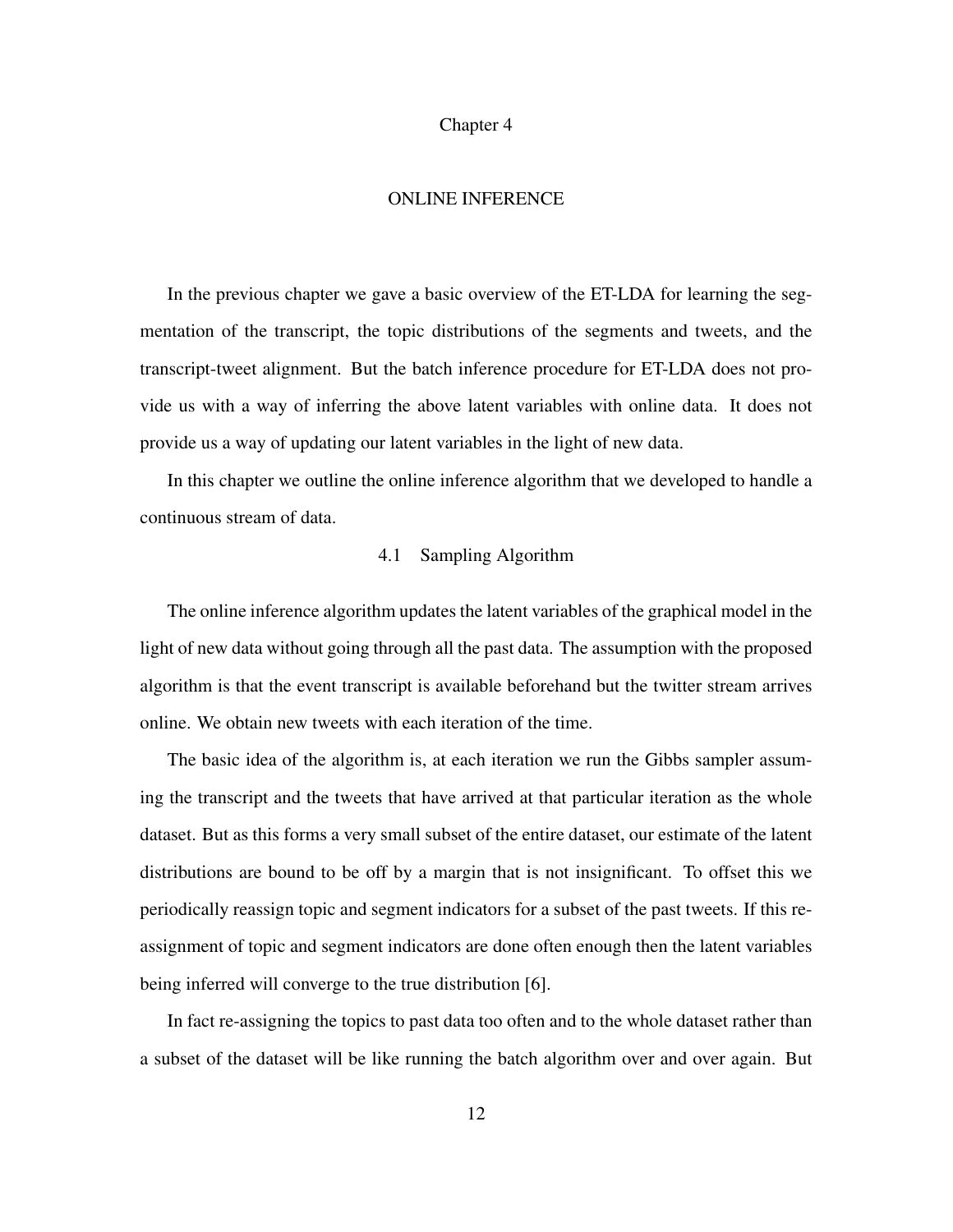# Chapter 4

# ONLINE INFERENCE

In the previous chapter we gave a basic overview of the ET-LDA for learning the segmentation of the transcript, the topic distributions of the segments and tweets, and the transcript-tweet alignment. But the batch inference procedure for ET-LDA does not provide us with a way of inferring the above latent variables with online data. It does not provide us a way of updating our latent variables in the light of new data.

In this chapter we outline the online inference algorithm that we developed to handle a continuous stream of data.

## 4.1 Sampling Algorithm

The online inference algorithm updates the latent variables of the graphical model in the light of new data without going through all the past data. The assumption with the proposed algorithm is that the event transcript is available beforehand but the twitter stream arrives online. We obtain new tweets with each iteration of the time.

The basic idea of the algorithm is, at each iteration we run the Gibbs sampler assuming the transcript and the tweets that have arrived at that particular iteration as the whole dataset. But as this forms a very small subset of the entire dataset, our estimate of the latent distributions are bound to be off by a margin that is not insignificant. To offset this we periodically reassign topic and segment indicators for a subset of the past tweets. If this reassignment of topic and segment indicators are done often enough then the latent variables being inferred will converge to the true distribution [6].

In fact re-assigning the topics to past data too often and to the whole dataset rather than a subset of the dataset will be like running the batch algorithm over and over again. But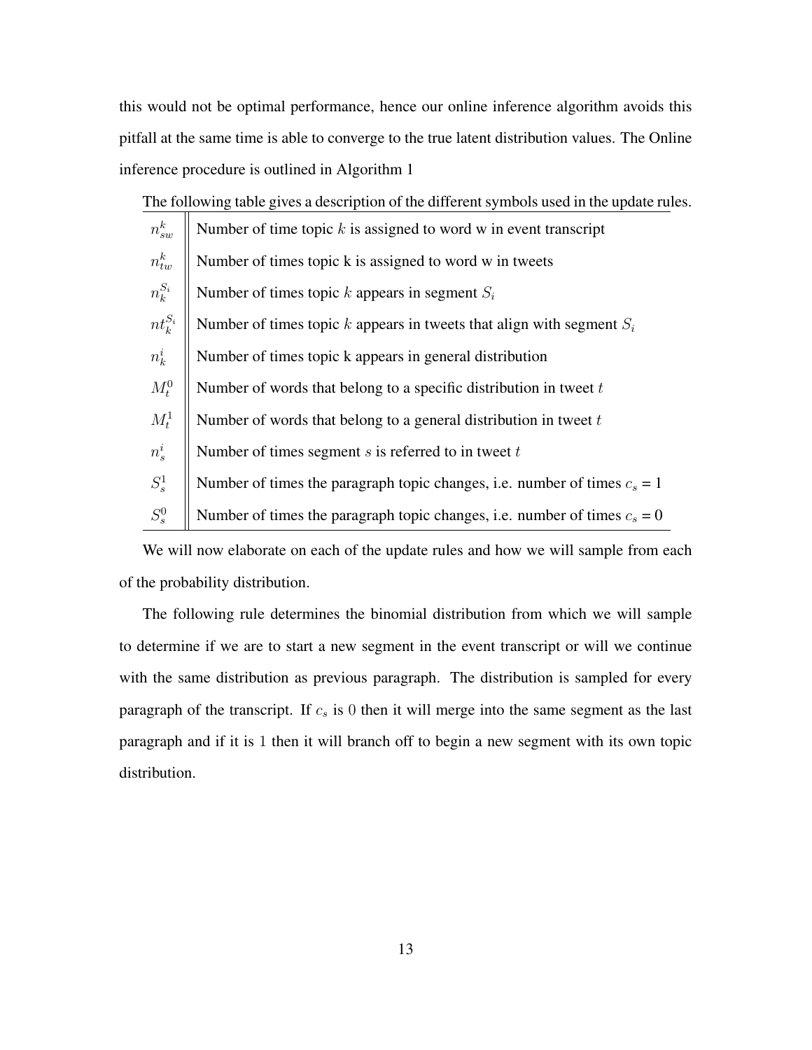this would not be optimal performance, hence our online inference algorithm avoids this pitfall at the same time is able to converge to the true latent distribution values. The Online inference procedure is outlined in Algorithm 1

The following table gives a description of the different symbols used in the update rules.

| Symbol | Description |
|---|---|
| $n_{sw}^{k}$ | Number of time topic $k$ is assigned to word w in event transcript |
| $n_{tw}^{k}$ | Number of times topic k is assigned to word w in tweets |
| $n_{k}^{S_i}$ | Number of times topic $k$ appears in segment $S_i$ |
| $nt_{k}^{S_i}$ | Number of times topic $k$ appears in tweets that align with segment $S_i$ |
| $n_{k}^{i}$ | Number of times topic k appears in general distribution |
| $M_{t}^{0}$ | Number of words that belong to a specific distribution in tweet $t$ |
| $M_{t}^{1}$ | Number of words that belong to a general distribution in tweet $t$ |
| $n_{s}^{i}$ | Number of times segment $s$ is referred to in tweet $t$ |
| $S_{s}^{1}$ | Number of times the paragraph topic changes, i.e. number of times $c_s$ = 1 |
| $S_{s}^{0}$ | Number of times the paragraph topic changes, i.e. number of times $c_s$ = 0 |

We will now elaborate on each of the update rules and how we will sample from each of the probability distribution.

The following rule determines the binomial distribution from which we will sample to determine if we are to start a new segment in the event transcript or will we continue with the same distribution as previous paragraph. The distribution is sampled for every paragraph of the transcript. If $c_s$ is $0$ then it will merge into the same segment as the last paragraph and if it is $1$ then it will branch off to begin a new segment with its own topic distribution.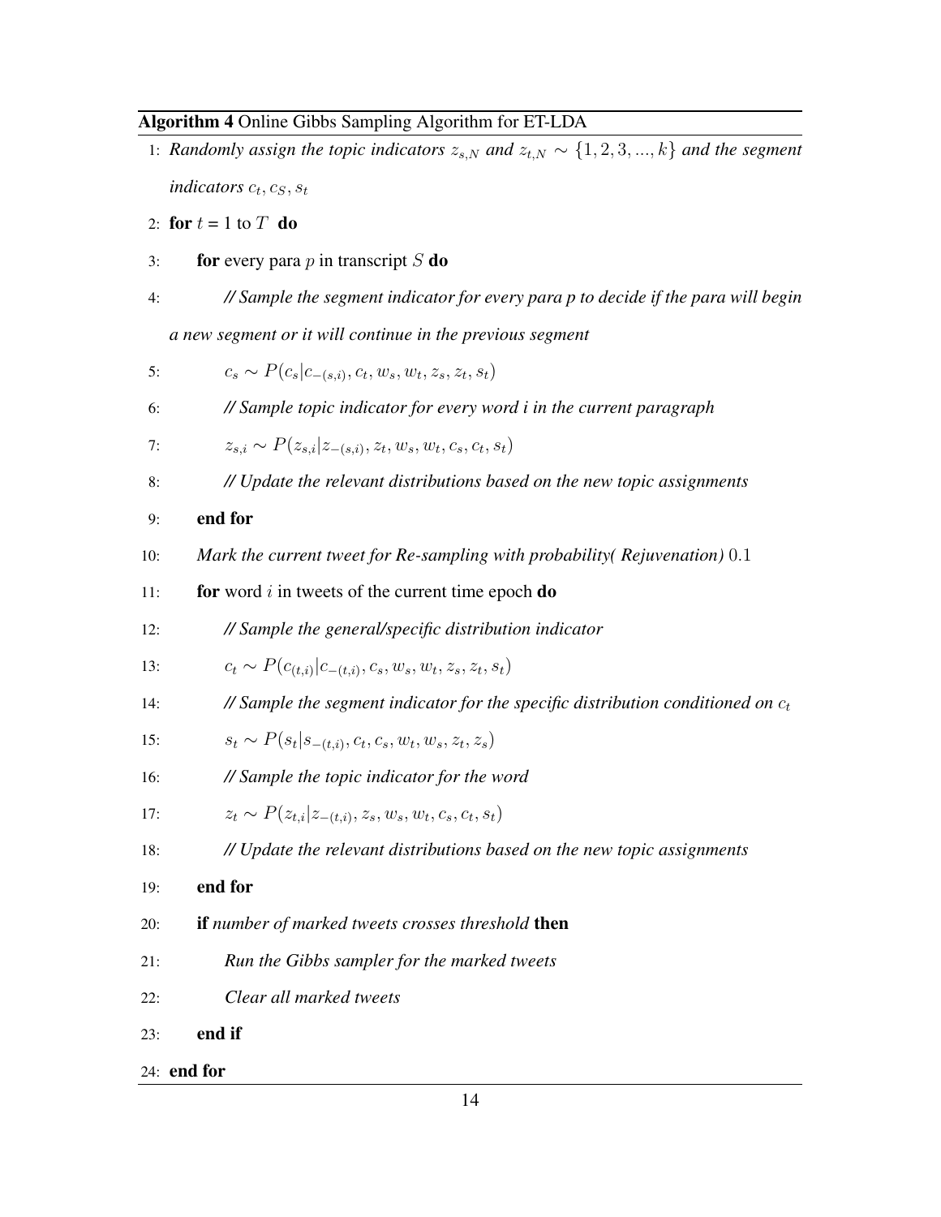**Algorithm 4** Online Gibbs Sampling Algorithm for ET-LDA

1: *Randomly assign the topic indicators* $z_{s,N}$ *and* $z_{t,N} \sim \{1, 2, 3, ..., k\}$ *and the segment indicators* $c_t, c_S, s_t$

2: **for** $t$ = 1 to $T$ **do**

3: &nbsp;&nbsp;&nbsp;&nbsp;**for** every para $p$ in transcript $S$ **do**

4: &nbsp;&nbsp;&nbsp;&nbsp;&nbsp;&nbsp;&nbsp;&nbsp;*// Sample the segment indicator for every para p to decide if the para will begin a new segment or it will continue in the previous segment*

5: &nbsp;&nbsp;&nbsp;&nbsp;&nbsp;&nbsp;&nbsp;&nbsp;$c_s \sim P(c_s | c_{-(s,i)}, c_t, w_s, w_t, z_s, z_t, s_t)$

6: &nbsp;&nbsp;&nbsp;&nbsp;&nbsp;&nbsp;&nbsp;&nbsp;*// Sample topic indicator for every word i in the current paragraph*

7: &nbsp;&nbsp;&nbsp;&nbsp;&nbsp;&nbsp;&nbsp;&nbsp;$z_{s,i} \sim P(z_{s,i} | z_{-(s,i)}, z_t, w_s, w_t, c_s, c_t, s_t)$

8: &nbsp;&nbsp;&nbsp;&nbsp;&nbsp;&nbsp;&nbsp;&nbsp;*// Update the relevant distributions based on the new topic assignments*

9: &nbsp;&nbsp;&nbsp;&nbsp;**end for**

10: &nbsp;&nbsp;&nbsp;&nbsp;*Mark the current tweet for Re-sampling with probability( Rejuvenation)* $0.1$

11: &nbsp;&nbsp;&nbsp;&nbsp;**for** word $i$ in tweets of the current time epoch **do**

12: &nbsp;&nbsp;&nbsp;&nbsp;&nbsp;&nbsp;&nbsp;&nbsp;*// Sample the general/specific distribution indicator*

13: &nbsp;&nbsp;&nbsp;&nbsp;&nbsp;&nbsp;&nbsp;&nbsp;$c_t \sim P(c_{(t,i)} | c_{-(t,i)}, c_s, w_s, w_t, z_s, z_t, s_t)$

14: &nbsp;&nbsp;&nbsp;&nbsp;&nbsp;&nbsp;&nbsp;&nbsp;*// Sample the segment indicator for the specific distribution conditioned on* $c_t$

15: &nbsp;&nbsp;&nbsp;&nbsp;&nbsp;&nbsp;&nbsp;&nbsp;$s_t \sim P(s_t | s_{-(t,i)}, c_t, c_s, w_t, w_s, z_t, z_s)$

16: &nbsp;&nbsp;&nbsp;&nbsp;&nbsp;&nbsp;&nbsp;&nbsp;*// Sample the topic indicator for the word*

17: &nbsp;&nbsp;&nbsp;&nbsp;&nbsp;&nbsp;&nbsp;&nbsp;$z_t \sim P(z_{t,i} | z_{-(t,i)}, z_s, w_s, w_t, c_s, c_t, s_t)$

18: &nbsp;&nbsp;&nbsp;&nbsp;&nbsp;&nbsp;&nbsp;&nbsp;*// Update the relevant distributions based on the new topic assignments*

19: &nbsp;&nbsp;&nbsp;&nbsp;**end for**

20: &nbsp;&nbsp;&nbsp;&nbsp;**if** *number of marked tweets crosses threshold* **then**

21: &nbsp;&nbsp;&nbsp;&nbsp;&nbsp;&nbsp;&nbsp;&nbsp;*Run the Gibbs sampler for the marked tweets*

22: &nbsp;&nbsp;&nbsp;&nbsp;&nbsp;&nbsp;&nbsp;&nbsp;*Clear all marked tweets*

23: &nbsp;&nbsp;&nbsp;&nbsp;**end if**

24: **end for**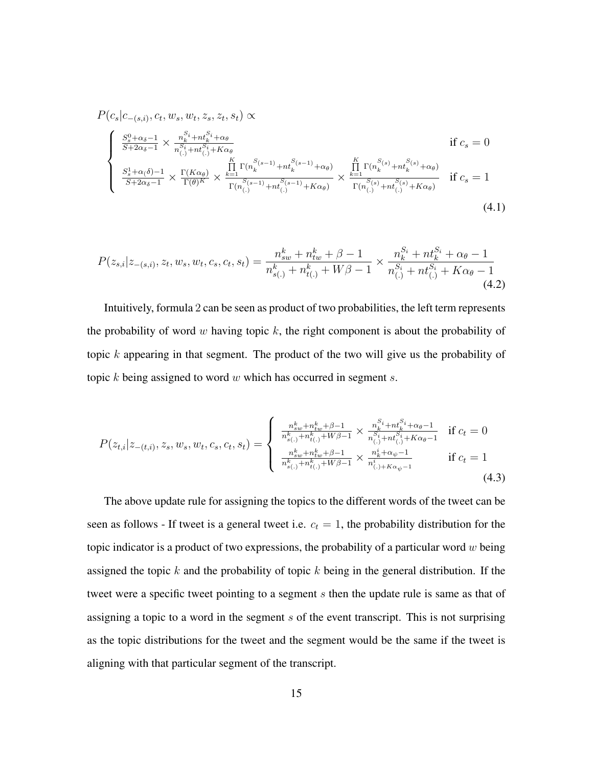$$
P(c_s|c_{-(s,i)}, c_t, w_s, w_t, z_s, z_t, s_t) \propto
$$

$$
\begin{cases}
\frac{S_s^0+\alpha_\delta-1}{S+2\alpha_\delta-1} \times \frac{n_k^{S_i}+nt_k^{S_i}+\alpha_\theta}{n_{(.)}^{S_i}+nt_{(.)}^{S_i}+K\alpha_\theta} & \text{if } c_s = 0 \\
\frac{S_s^1+\alpha(\delta)-1}{S+2\alpha_\delta-1} \times \frac{\Gamma(K\alpha_\theta)}{\Gamma(\theta)^K} \times \frac{\prod_{k=1}^{K} \Gamma(n_k^{S(s-1)}+nt_k^{S(s-1)}+\alpha_\theta)}{\Gamma(n_{(.)}^{S(s-1)}+nt_{(.)}^{S(s-1)}+K\alpha_\theta)} \times \frac{\prod_{k=1}^{K} \Gamma(n_k^{S(s)}+nt_k^{S(s)}+\alpha_\theta)}{\Gamma(n_{(.)}^{S(s)}+nt_{(.)}^{S(s)}+K\alpha_\theta)} & \text{if } c_s = 1
\end{cases}
\tag{4.1}
$$

$$
P(z_{s,i}|z_{-(s,i)}, z_t, w_s, w_t, c_s, c_t, s_t) = \frac{n_{sw}^k + n_{tw}^k + \beta - 1}{n_{s(.)}^k + n_{t(.)}^k + W\beta - 1} \times \frac{n_k^{S_i} + nt_k^{S_i} + \alpha_\theta - 1}{n_{(.)}^{S_i} + nt_{(.)}^{S_i} + K\alpha_\theta - 1}
\tag{4.2}
$$

Intuitively, formula 2 can be seen as product of two probabilities, the left term represents the probability of word $w$ having topic $k$, the right component is about the probability of topic $k$ appearing in that segment. The product of the two will give us the probability of topic $k$ being assigned to word $w$ which has occurred in segment $s$.

$$
P(z_{t,i}|z_{-(t,i)}, z_s, w_s, w_t, c_s, c_t, s_t) =
\begin{cases}
\frac{n_{sw}^k+n_{tw}^k+\beta-1}{n_{s(.)}^k+n_{t(.)}^k+W\beta-1} \times \frac{n_k^{S_i}+nt_k^{S_i}+\alpha_\theta-1}{n_{(.)}^{S_i}+nt_{(.)}^{S_i}+K\alpha_\theta-1} & \text{if } c_t = 0 \\
\frac{n_{sw}^k+n_{tw}^k+\beta-1}{n_{s(.)}^k+n_{t(.)}^k+W\beta-1} \times \frac{n_k^i+\alpha_\psi-1}{n_{(.)+K\alpha_\psi-1}^i} & \text{if } c_t = 1
\end{cases}
\tag{4.3}
$$

The above update rule for assigning the topics to the different words of the tweet can be seen as follows - If tweet is a general tweet i.e. $c_t = 1$, the probability distribution for the topic indicator is a product of two expressions, the probability of a particular word $w$ being assigned the topic $k$ and the probability of topic $k$ being in the general distribution. If the tweet were a specific tweet pointing to a segment $s$ then the update rule is same as that of assigning a topic to a word in the segment $s$ of the event transcript. This is not surprising as the topic distributions for the tweet and the segment would be the same if the tweet is aligning with that particular segment of the transcript.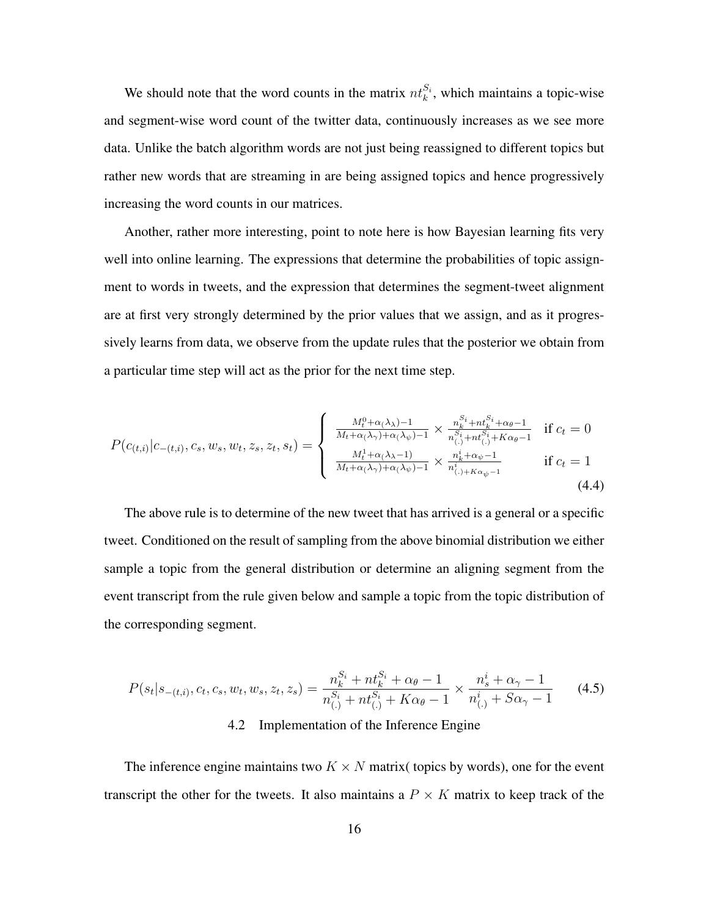We should note that the word counts in the matrix $nt_k^{S_i}$, which maintains a topic-wise and segment-wise word count of the twitter data, continuously increases as we see more data. Unlike the batch algorithm words are not just being reassigned to different topics but rather new words that are streaming in are being assigned topics and hence progressively increasing the word counts in our matrices.

Another, rather more interesting, point to note here is how Bayesian learning fits very well into online learning. The expressions that determine the probabilities of topic assignment to words in tweets, and the expression that determines the segment-tweet alignment are at first very strongly determined by the prior values that we assign, and as it progressively learns from data, we observe from the update rules that the posterior we obtain from a particular time step will act as the prior for the next time step.

$$P(c_{(t,i)}|c_{-(t,i)}, c_s, w_s, w_t, z_s, z_t, s_t) = \begin{cases} \frac{M_t^0 + \alpha(\lambda_\lambda) - 1}{M_t + \alpha(\lambda_\gamma) + \alpha(\lambda_\psi) - 1} \times \frac{n_k^{S_i} + nt_k^{S_i} + \alpha_\theta - 1}{n_{(.)}^{S_i} + nt_{(.)}^{S_i} + K\alpha_\theta - 1} & \text{if } c_t = 0 \\ \frac{M_t^1 + \alpha(\lambda_\lambda - 1)}{M_t + \alpha(\lambda_\gamma) + \alpha(\lambda_\psi) - 1} \times \frac{n_k^i + \alpha_\psi - 1}{n_{(.) + K\alpha_\psi - 1}^i} & \text{if } c_t = 1 \end{cases} \tag{4.4}$$

The above rule is to determine of the new tweet that has arrived is a general or a specific tweet. Conditioned on the result of sampling from the above binomial distribution we either sample a topic from the general distribution or determine an aligning segment from the event transcript from the rule given below and sample a topic from the topic distribution of the corresponding segment.

$$P(s_t|s_{-(t,i)}, c_t, c_s, w_t, w_s, z_t, z_s) = \frac{n_k^{S_i} + nt_k^{S_i} + \alpha_\theta - 1}{n_{(.)}^{S_i} + nt_{(.)}^{S_i} + K\alpha_\theta - 1} \times \frac{n_s^i + \alpha_\gamma - 1}{n_{(.)}^i + S\alpha_\gamma - 1} \tag{4.5}$$

## 4.2 Implementation of the Inference Engine

The inference engine maintains two $K \times N$ matrix( topics by words), one for the event transcript the other for the tweets. It also maintains a $P \times K$ matrix to keep track of the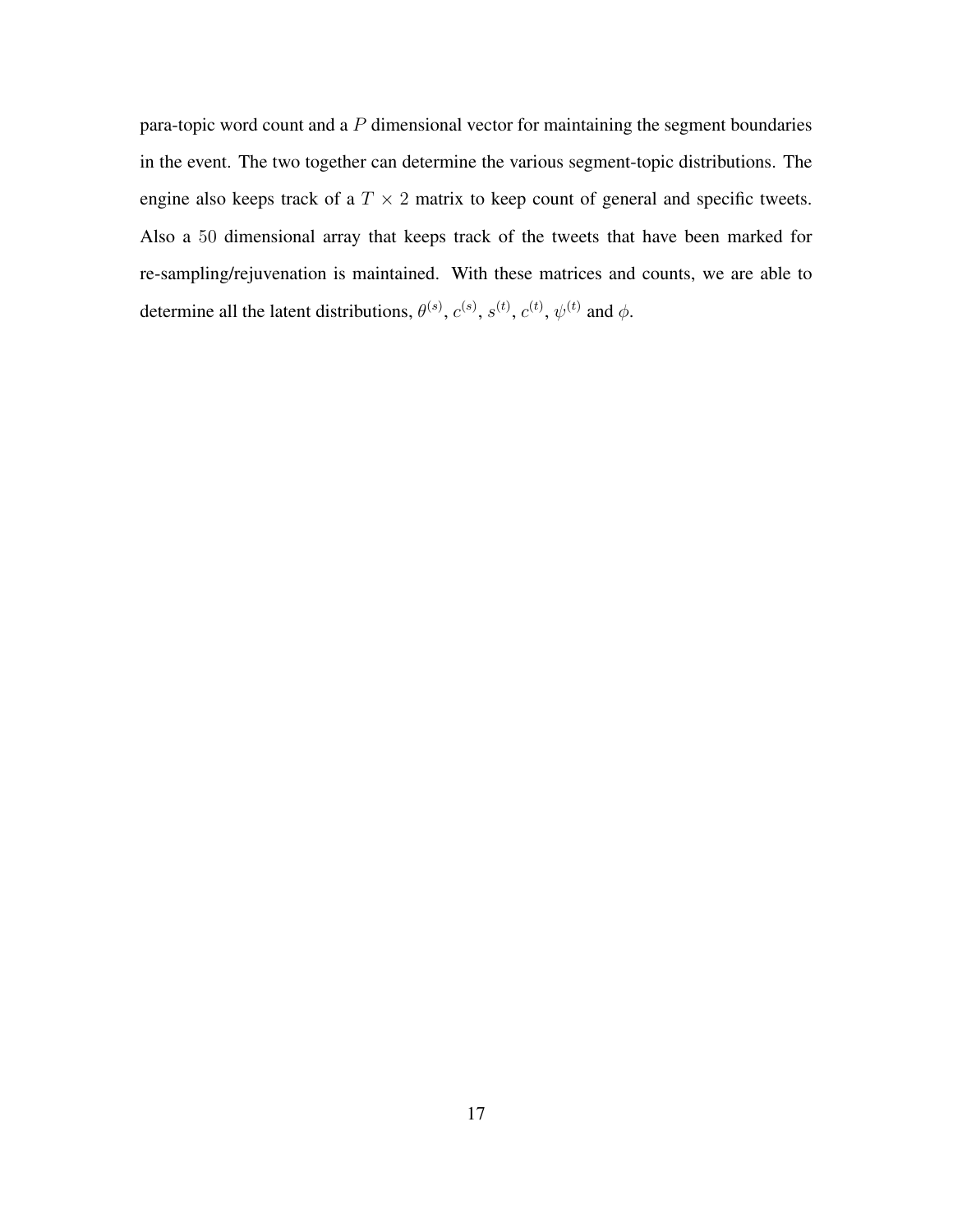para-topic word count and a $P$ dimensional vector for maintaining the segment boundaries in the event. The two together can determine the various segment-topic distributions. The engine also keeps track of a $T \times 2$ matrix to keep count of general and specific tweets. Also a $50$ dimensional array that keeps track of the tweets that have been marked for re-sampling/rejuvenation is maintained. With these matrices and counts, we are able to determine all the latent distributions, $\theta^{(s)}$, $c^{(s)}$, $s^{(t)}$, $c^{(t)}$, $\psi^{(t)}$ and $\phi$.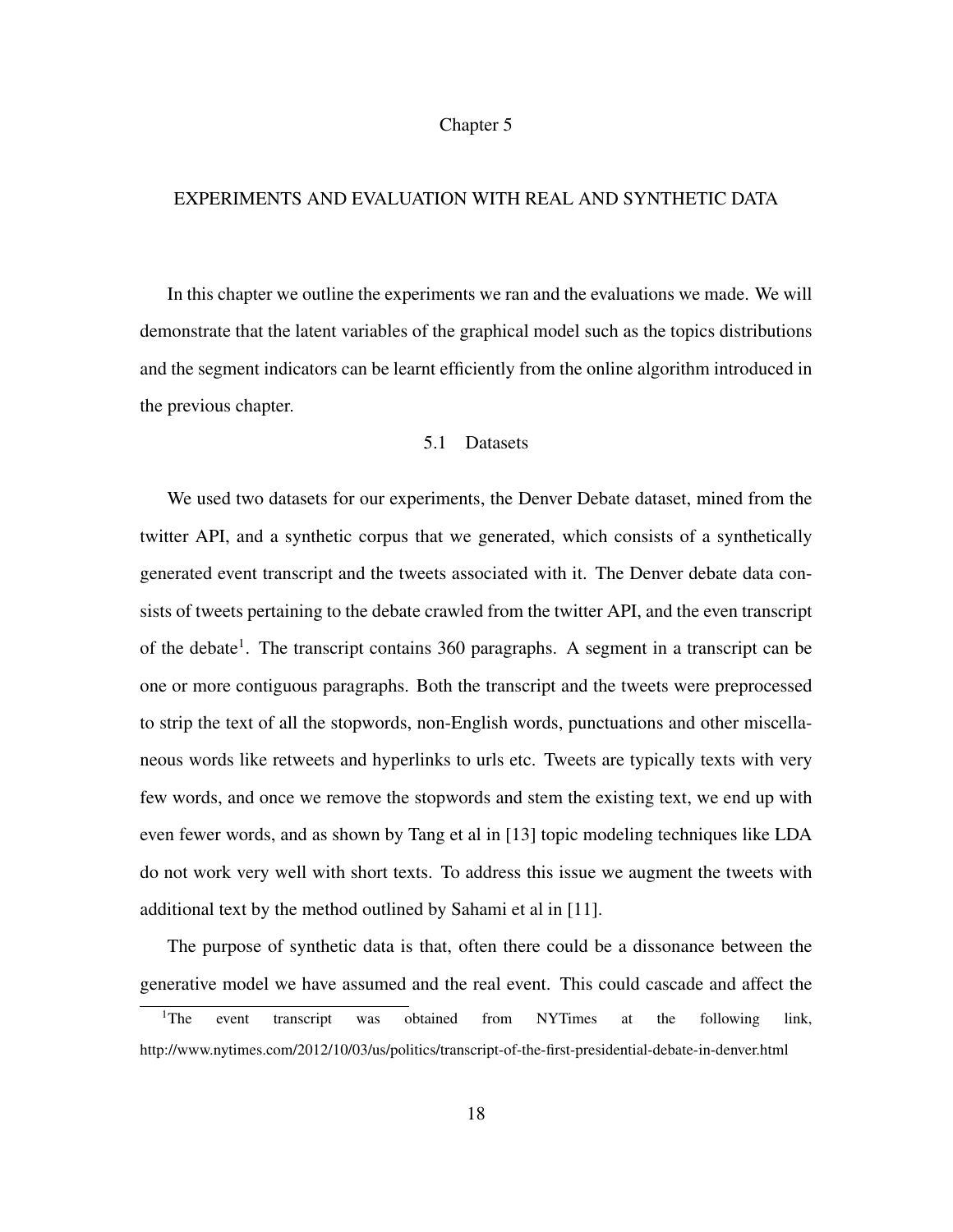# Chapter 5

# EXPERIMENTS AND EVALUATION WITH REAL AND SYNTHETIC DATA

In this chapter we outline the experiments we ran and the evaluations we made. We will demonstrate that the latent variables of the graphical model such as the topics distributions and the segment indicators can be learnt efficiently from the online algorithm introduced in the previous chapter.

## 5.1 Datasets

We used two datasets for our experiments, the Denver Debate dataset, mined from the twitter API, and a synthetic corpus that we generated, which consists of a synthetically generated event transcript and the tweets associated with it. The Denver debate data consists of tweets pertaining to the debate crawled from the twitter API, and the even transcript of the debate[1]. The transcript contains 360 paragraphs. A segment in a transcript can be one or more contiguous paragraphs. Both the transcript and the tweets were preprocessed to strip the text of all the stopwords, non-English words, punctuations and other miscellaneous words like retweets and hyperlinks to urls etc. Tweets are typically texts with very few words, and once we remove the stopwords and stem the existing text, we end up with even fewer words, and as shown by Tang et al in [13] topic modeling techniques like LDA do not work very well with short texts. To address this issue we augment the tweets with additional text by the method outlined by Sahami et al in [11].

The purpose of synthetic data is that, often there could be a dissonance between the generative model we have assumed and the real event. This could cascade and affect the

[1] The event transcript was obtained from NYTimes at the following link, http://www.nytimes.com/2012/10/03/us/politics/transcript-of-the-first-presidential-debate-in-denver.html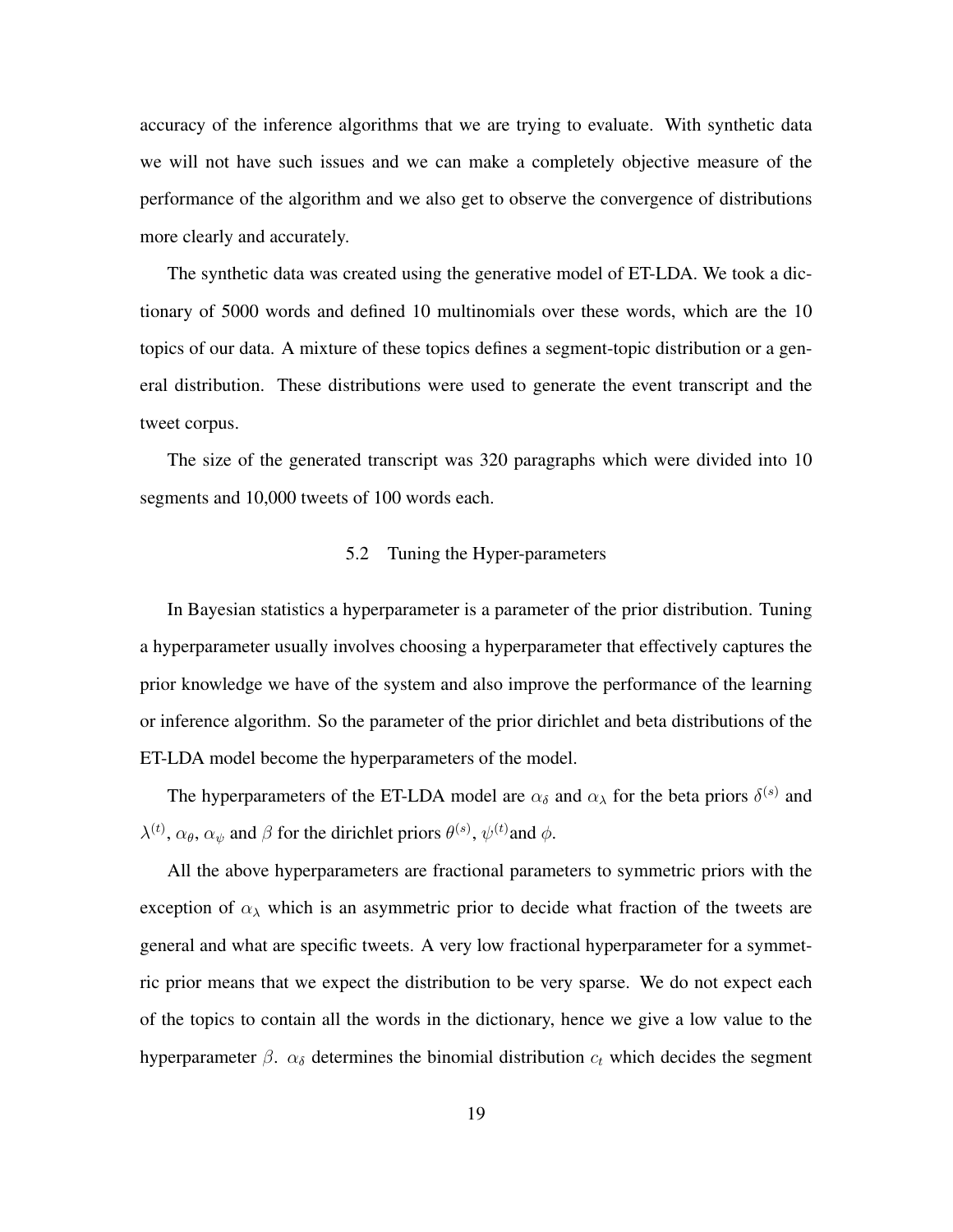accuracy of the inference algorithms that we are trying to evaluate. With synthetic data we will not have such issues and we can make a completely objective measure of the performance of the algorithm and we also get to observe the convergence of distributions more clearly and accurately.

The synthetic data was created using the generative model of ET-LDA. We took a dictionary of 5000 words and defined 10 multinomials over these words, which are the 10 topics of our data. A mixture of these topics defines a segment-topic distribution or a general distribution. These distributions were used to generate the event transcript and the tweet corpus.

The size of the generated transcript was 320 paragraphs which were divided into 10 segments and 10,000 tweets of 100 words each.

### 5.2 Tuning the Hyper-parameters

In Bayesian statistics a hyperparameter is a parameter of the prior distribution. Tuning a hyperparameter usually involves choosing a hyperparameter that effectively captures the prior knowledge we have of the system and also improve the performance of the learning or inference algorithm. So the parameter of the prior dirichlet and beta distributions of the ET-LDA model become the hyperparameters of the model.

The hyperparameters of the ET-LDA model are $\alpha_\delta$ and $\alpha_\lambda$ for the beta priors $\delta^{(s)}$ and $\lambda^{(t)}$, $\alpha_\theta$, $\alpha_\psi$ and $\beta$ for the dirichlet priors $\theta^{(s)}$, $\psi^{(t)}$and $\phi$.

All the above hyperparameters are fractional parameters to symmetric priors with the exception of $\alpha_\lambda$ which is an asymmetric prior to decide what fraction of the tweets are general and what are specific tweets. A very low fractional hyperparameter for a symmetric prior means that we expect the distribution to be very sparse. We do not expect each of the topics to contain all the words in the dictionary, hence we give a low value to the hyperparameter $\beta$. $\alpha_\delta$ determines the binomial distribution $c_t$ which decides the segment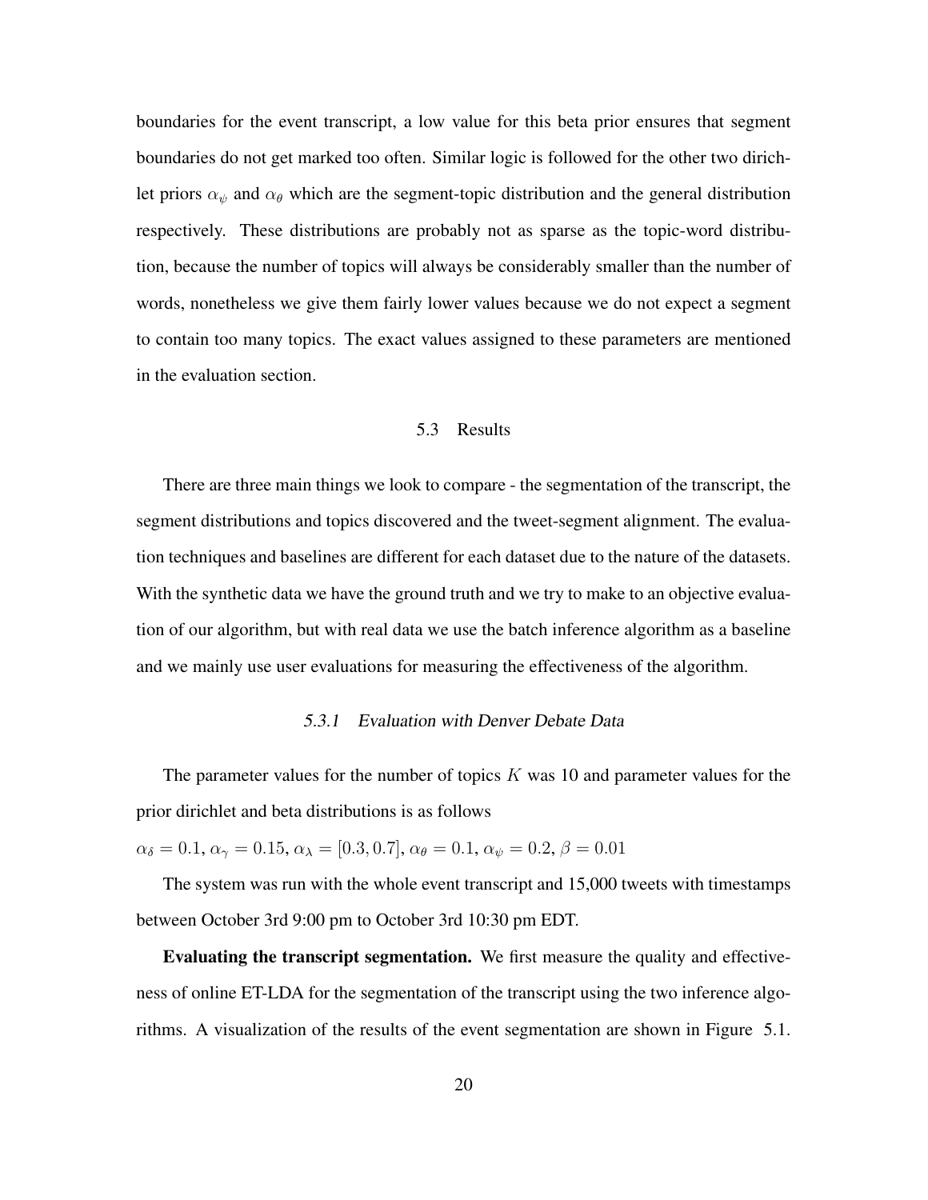boundaries for the event transcript, a low value for this beta prior ensures that segment boundaries do not get marked too often. Similar logic is followed for the other two dirichlet priors $\alpha_\psi$ and $\alpha_\theta$ which are the segment-topic distribution and the general distribution respectively. These distributions are probably not as sparse as the topic-word distribution, because the number of topics will always be considerably smaller than the number of words, nonetheless we give them fairly lower values because we do not expect a segment to contain too many topics. The exact values assigned to these parameters are mentioned in the evaluation section.

## 5.3 Results

There are three main things we look to compare - the segmentation of the transcript, the segment distributions and topics discovered and the tweet-segment alignment. The evaluation techniques and baselines are different for each dataset due to the nature of the datasets. With the synthetic data we have the ground truth and we try to make to an objective evaluation of our algorithm, but with real data we use the batch inference algorithm as a baseline and we mainly use user evaluations for measuring the effectiveness of the algorithm.

### *5.3.1 Evaluation with Denver Debate Data*

The parameter values for the number of topics $K$ was 10 and parameter values for the prior dirichlet and beta distributions is as follows

$\alpha_\delta = 0.1$, $\alpha_\gamma = 0.15$, $\alpha_\lambda = [0.3, 0.7]$, $\alpha_\theta = 0.1$, $\alpha_\psi = 0.2$, $\beta = 0.01$

The system was run with the whole event transcript and 15,000 tweets with timestamps between October 3rd 9:00 pm to October 3rd 10:30 pm EDT.

**Evaluating the transcript segmentation.** We first measure the quality and effectiveness of online ET-LDA for the segmentation of the transcript using the two inference algorithms. A visualization of the results of the event segmentation are shown in Figure 5.1.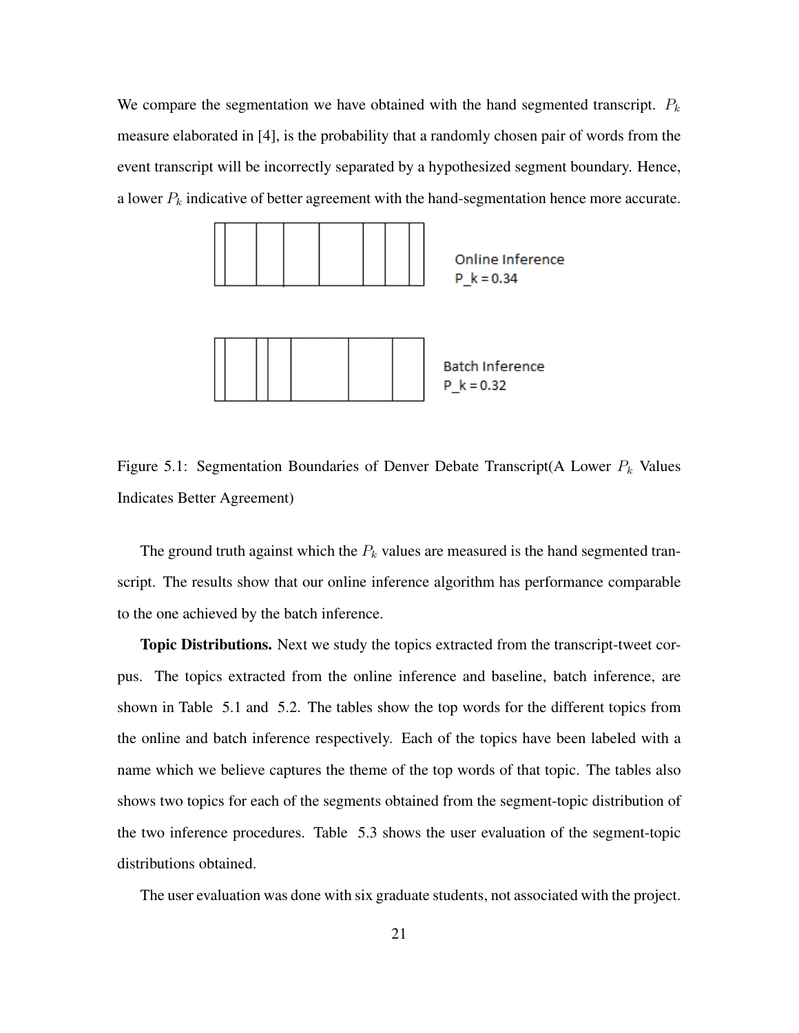We compare the segmentation we have obtained with the hand segmented transcript. $P_k$ measure elaborated in [4], is the probability that a randomly chosen pair of words from the event transcript will be incorrectly separated by a hypothesized segment boundary. Hence, a lower $P_k$ indicative of better agreement with the hand-segmentation hence more accurate.

Online Inference
P_k = 0.34

Batch Inference
P_k = 0.32

Figure 5.1: Segmentation Boundaries of Denver Debate Transcript(A Lower $P_k$ Values Indicates Better Agreement)

The ground truth against which the $P_k$ values are measured is the hand segmented transcript. The results show that our online inference algorithm has performance comparable to the one achieved by the batch inference.

**Topic Distributions.** Next we study the topics extracted from the transcript-tweet corpus. The topics extracted from the online inference and baseline, batch inference, are shown in Table 5.1 and 5.2. The tables show the top words for the different topics from the online and batch inference respectively. Each of the topics have been labeled with a name which we believe captures the theme of the top words of that topic. The tables also shows two topics for each of the segments obtained from the segment-topic distribution of the two inference procedures. Table 5.3 shows the user evaluation of the segment-topic distributions obtained.

The user evaluation was done with six graduate students, not associated with the project.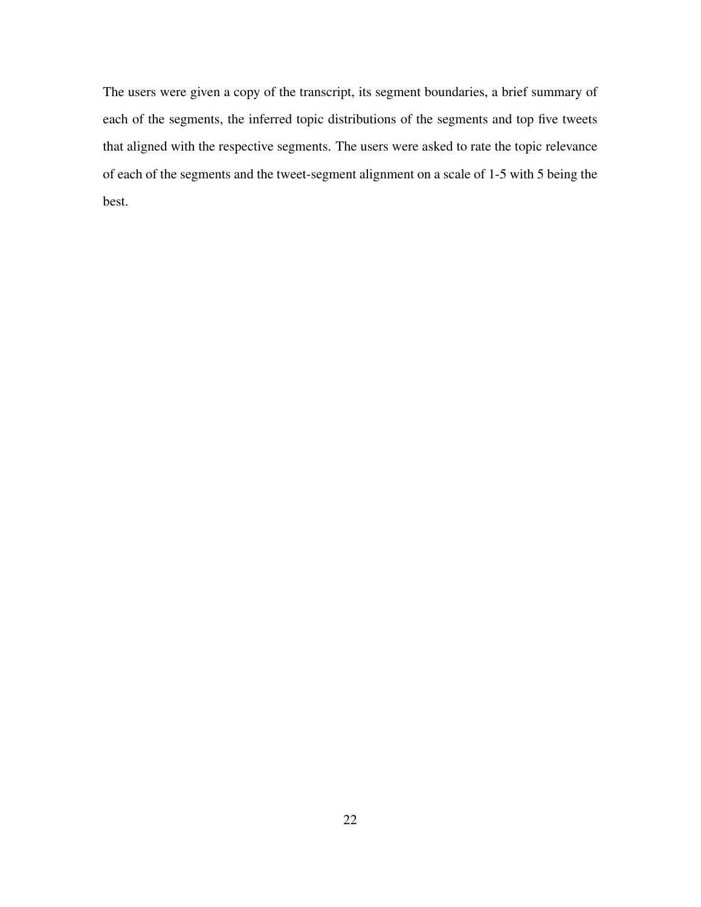The users were given a copy of the transcript, its segment boundaries, a brief summary of each of the segments, the inferred topic distributions of the segments and top five tweets that aligned with the respective segments. The users were asked to rate the topic relevance of each of the segments and the tweet-segment alignment on a scale of 1-5 with 5 being the best.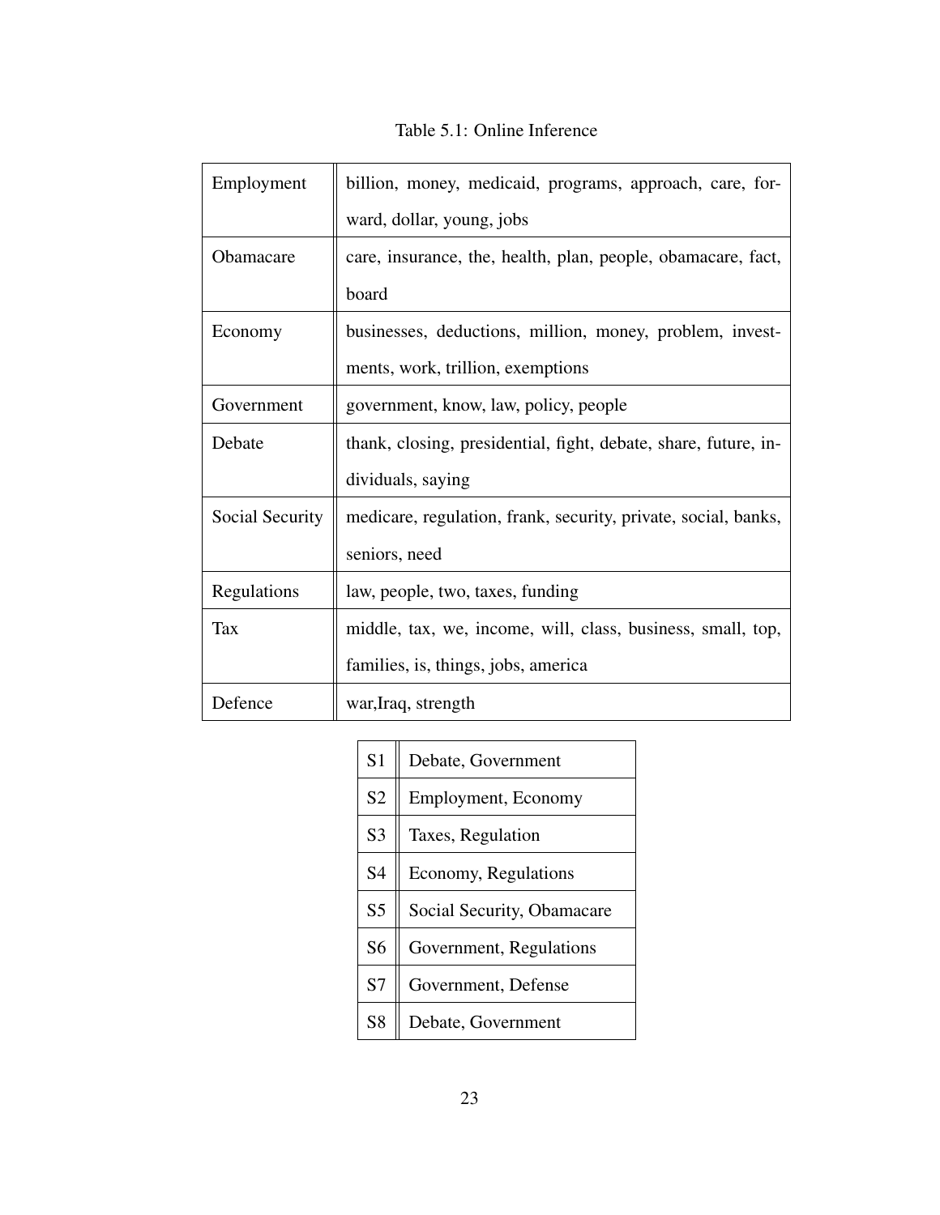Table 5.1: Online Inference

| | |
|---|---|
| Employment | billion, money, medicaid, programs, approach, care, forward, dollar, young, jobs |
| Obamacare | care, insurance, the, health, plan, people, obamacare, fact, board |
| Economy | businesses, deductions, million, money, problem, investments, work, trillion, exemptions |
| Government | government, know, law, policy, people |
| Debate | thank, closing, presidential, fight, debate, share, future, individuals, saying |
| Social Security | medicare, regulation, frank, security, private, social, banks, seniors, need |
| Regulations | law, people, two, taxes, funding |
| Tax | middle, tax, we, income, will, class, business, small, top, families, is, things, jobs, america |
| Defence | war,Iraq, strength |

| | |
|---|---|
| S1 | Debate, Government |
| S2 | Employment, Economy |
| S3 | Taxes, Regulation |
| S4 | Economy, Regulations |
| S5 | Social Security, Obamacare |
| S6 | Government, Regulations |
| S7 | Government, Defense |
| S8 | Debate, Government |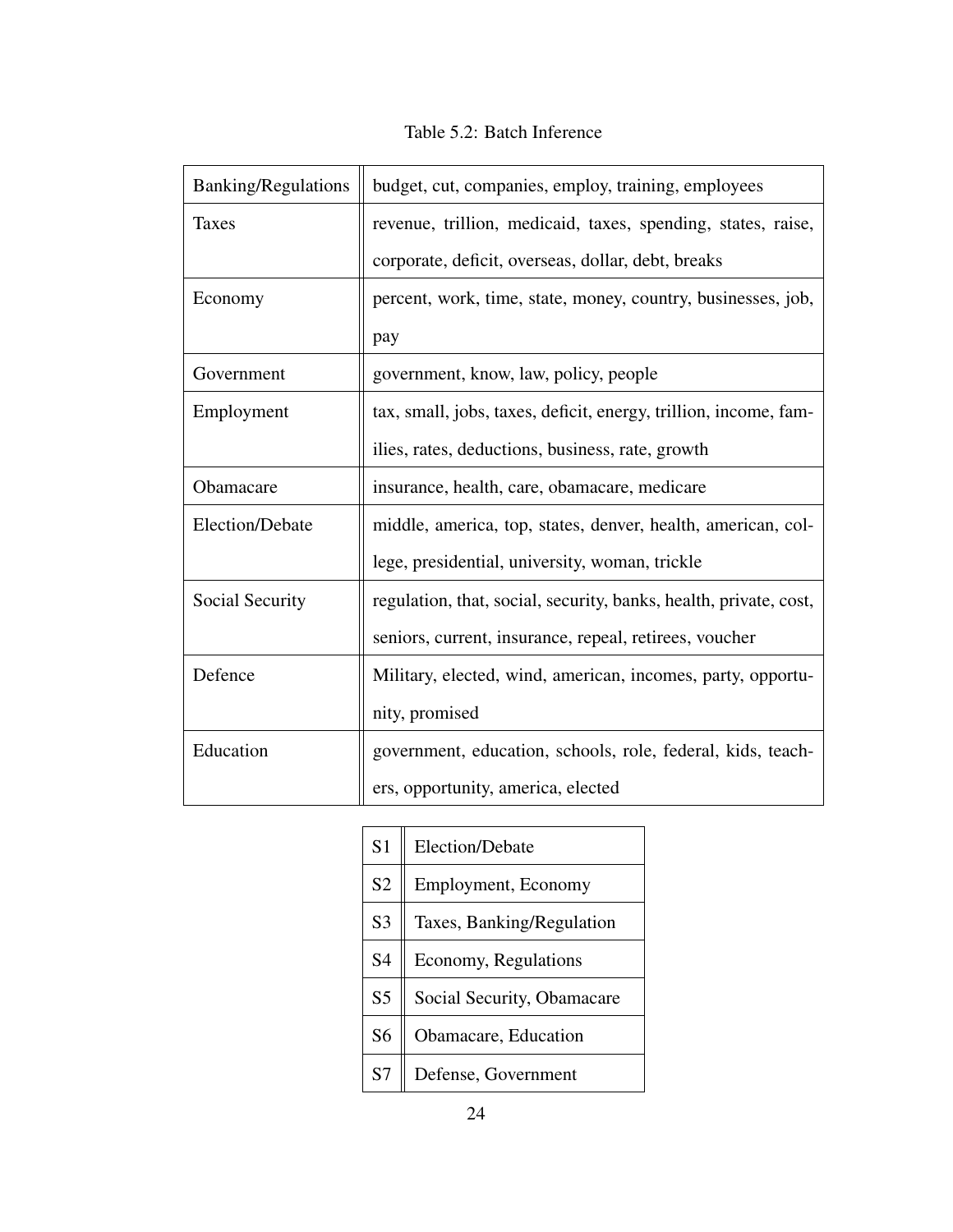Table 5.2: Batch Inference

| | |
|---|---|
| Banking/Regulations | budget, cut, companies, employ, training, employees |
| Taxes | revenue, trillion, medicaid, taxes, spending, states, raise, corporate, deficit, overseas, dollar, debt, breaks |
| Economy | percent, work, time, state, money, country, businesses, job, pay |
| Government | government, know, law, policy, people |
| Employment | tax, small, jobs, taxes, deficit, energy, trillion, income, families, rates, deductions, business, rate, growth |
| Obamacare | insurance, health, care, obamacare, medicare |
| Election/Debate | middle, america, top, states, denver, health, american, college, presidential, university, woman, trickle |
| Social Security | regulation, that, social, security, banks, health, private, cost, seniors, current, insurance, repeal, retirees, voucher |
| Defence | Military, elected, wind, american, incomes, party, opportunity, promised |
| Education | government, education, schools, role, federal, kids, teachers, opportunity, america, elected |

| | |
|---|---|
| S1 | Election/Debate |
| S2 | Employment, Economy |
| S3 | Taxes, Banking/Regulation |
| S4 | Economy, Regulations |
| S5 | Social Security, Obamacare |
| S6 | Obamacare, Education |
| S7 | Defense, Government |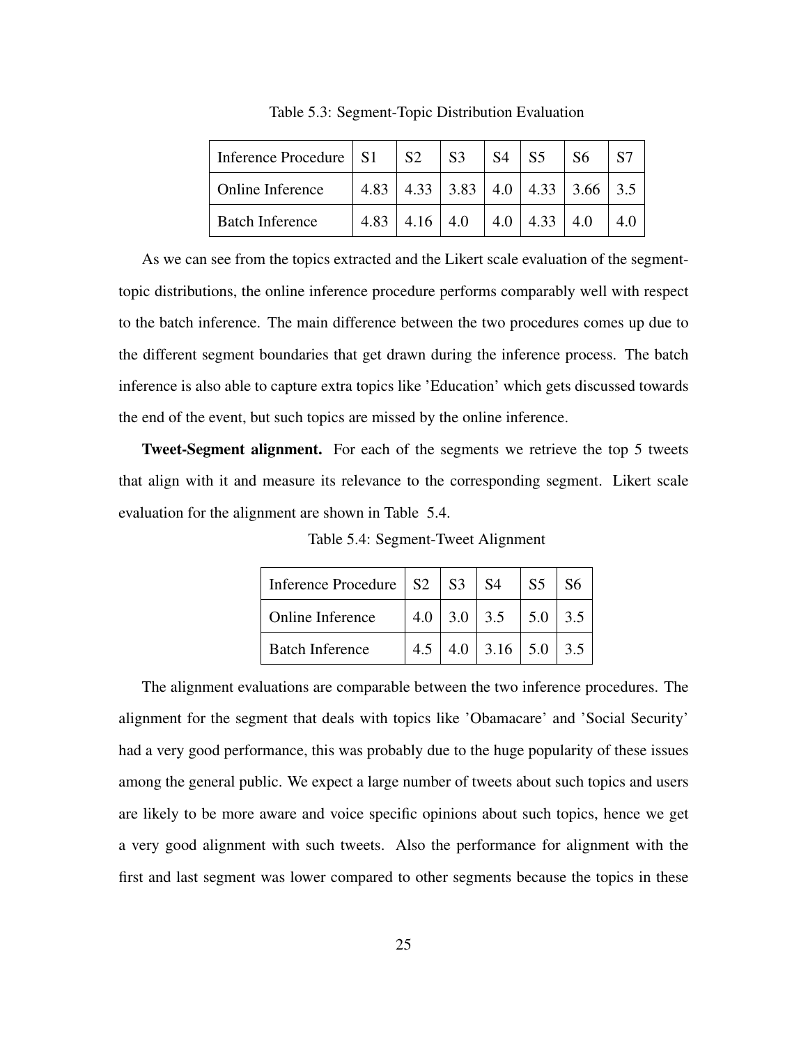Table 5.3: Segment-Topic Distribution Evaluation

| Inference Procedure | S1 | S2 | S3 | S4 | S5 | S6 | S7 |
|---|---|---|---|---|---|---|---|
| Online Inference | 4.83 | 4.33 | 3.83 | 4.0 | 4.33 | 3.66 | 3.5 |
| Batch Inference | 4.83 | 4.16 | 4.0 | 4.0 | 4.33 | 4.0 | 4.0 |

As we can see from the topics extracted and the Likert scale evaluation of the segment-topic distributions, the online inference procedure performs comparably well with respect to the batch inference. The main difference between the two procedures comes up due to the different segment boundaries that get drawn during the inference process. The batch inference is also able to capture extra topics like 'Education' which gets discussed towards the end of the event, but such topics are missed by the online inference.

**Tweet-Segment alignment.** For each of the segments we retrieve the top 5 tweets that align with it and measure its relevance to the corresponding segment. Likert scale evaluation for the alignment are shown in Table 5.4.

Table 5.4: Segment-Tweet Alignment

| Inference Procedure | S2 | S3 | S4 | S5 | S6 |
|---|---|---|---|---|---|
| Online Inference | 4.0 | 3.0 | 3.5 | 5.0 | 3.5 |
| Batch Inference | 4.5 | 4.0 | 3.16 | 5.0 | 3.5 |

The alignment evaluations are comparable between the two inference procedures. The alignment for the segment that deals with topics like 'Obamacare' and 'Social Security' had a very good performance, this was probably due to the huge popularity of these issues among the general public. We expect a large number of tweets about such topics and users are likely to be more aware and voice specific opinions about such topics, hence we get a very good alignment with such tweets. Also the performance for alignment with the first and last segment was lower compared to other segments because the topics in these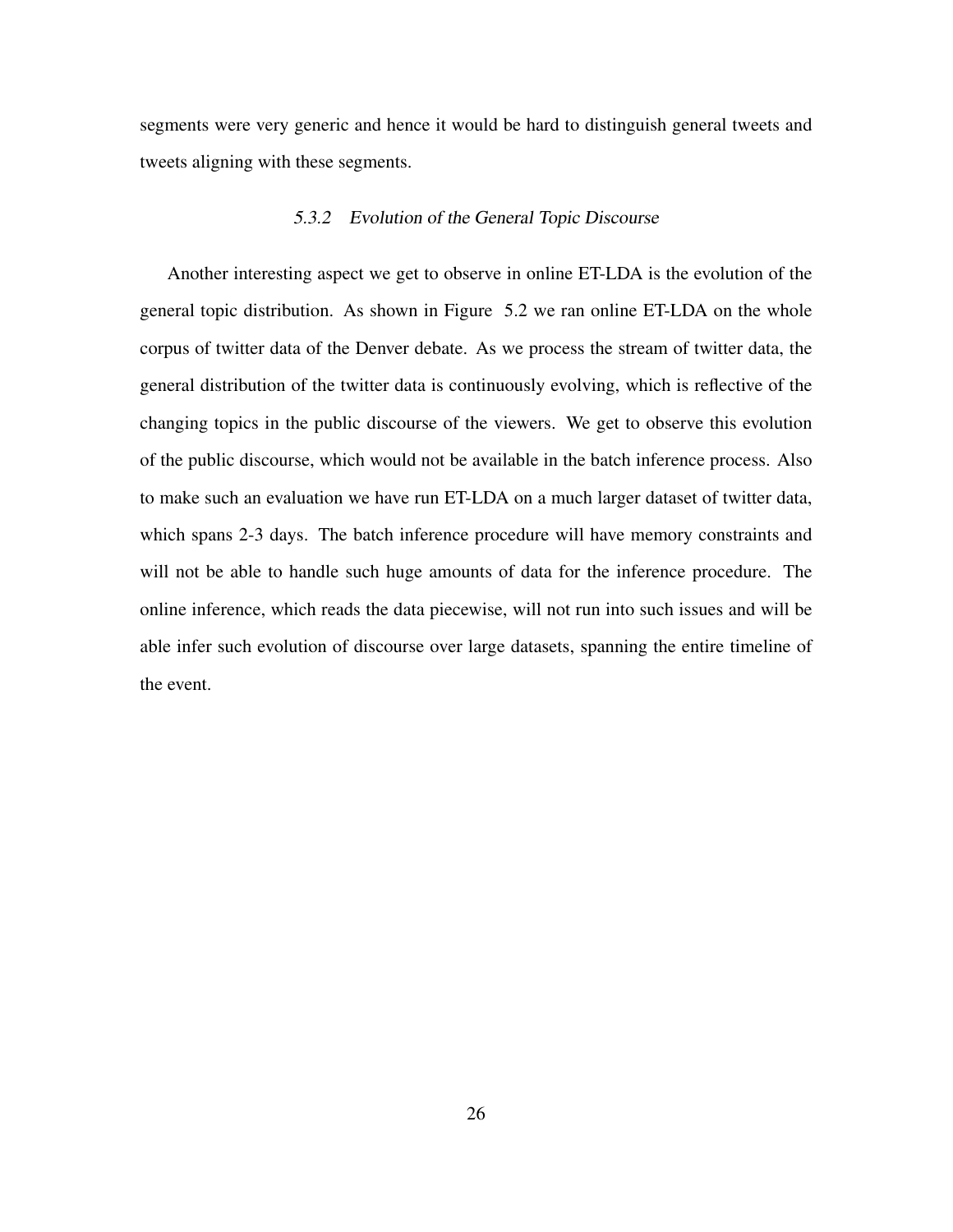segments were very generic and hence it would be hard to distinguish general tweets and tweets aligning with these segments.

#### 5.3.2 Evolution of the General Topic Discourse

Another interesting aspect we get to observe in online ET-LDA is the evolution of the general topic distribution. As shown in Figure 5.2 we ran online ET-LDA on the whole corpus of twitter data of the Denver debate. As we process the stream of twitter data, the general distribution of the twitter data is continuously evolving, which is reflective of the changing topics in the public discourse of the viewers. We get to observe this evolution of the public discourse, which would not be available in the batch inference process. Also to make such an evaluation we have run ET-LDA on a much larger dataset of twitter data, which spans 2-3 days. The batch inference procedure will have memory constraints and will not be able to handle such huge amounts of data for the inference procedure. The online inference, which reads the data piecewise, will not run into such issues and will be able infer such evolution of discourse over large datasets, spanning the entire timeline of the event.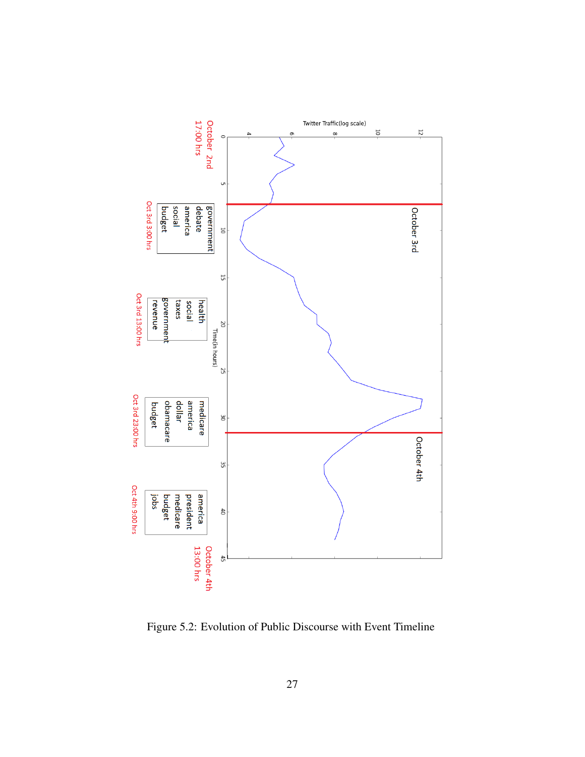Figure 5.2: Evolution of Public Discourse with Event Timeline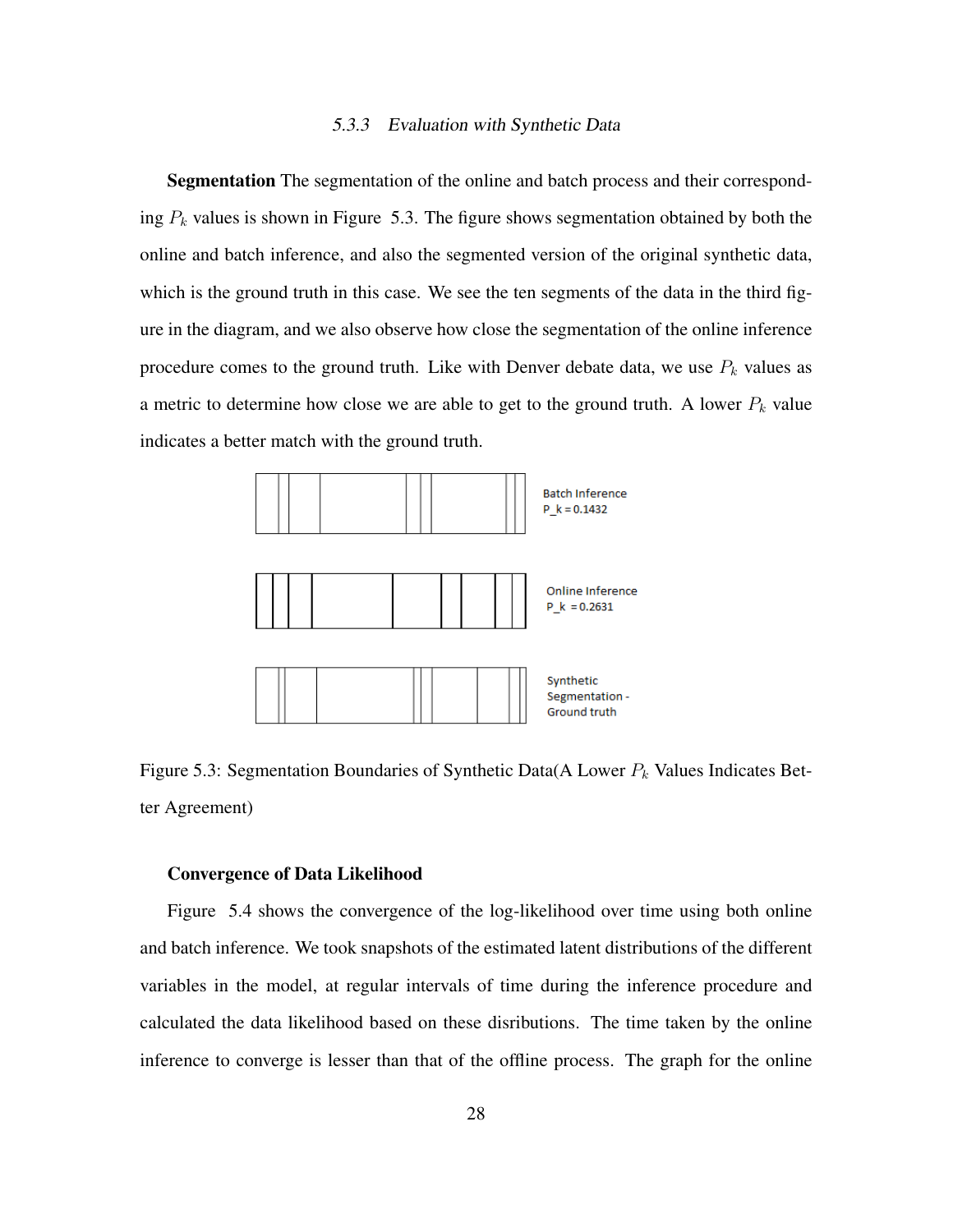### 5.3.3 Evaluation with Synthetic Data

**Segmentation** The segmentation of the online and batch process and their corresponding $P_k$ values is shown in Figure 5.3. The figure shows segmentation obtained by both the online and batch inference, and also the segmented version of the original synthetic data, which is the ground truth in this case. We see the ten segments of the data in the third figure in the diagram, and we also observe how close the segmentation of the online inference procedure comes to the ground truth. Like with Denver debate data, we use $P_k$ values as a metric to determine how close we are able to get to the ground truth. A lower $P_k$ value indicates a better match with the ground truth.

Batch Inference
P_k = 0.1432

Online Inference
P_k = 0.2631

Synthetic
Segmentation -
Ground truth

Figure 5.3: Segmentation Boundaries of Synthetic Data(A Lower $P_k$ Values Indicates Better Agreement)

**Convergence of Data Likelihood**

Figure 5.4 shows the convergence of the log-likelihood over time using both online and batch inference. We took snapshots of the estimated latent distributions of the different variables in the model, at regular intervals of time during the inference procedure and calculated the data likelihood based on these disributions. The time taken by the online inference to converge is lesser than that of the offline process. The graph for the online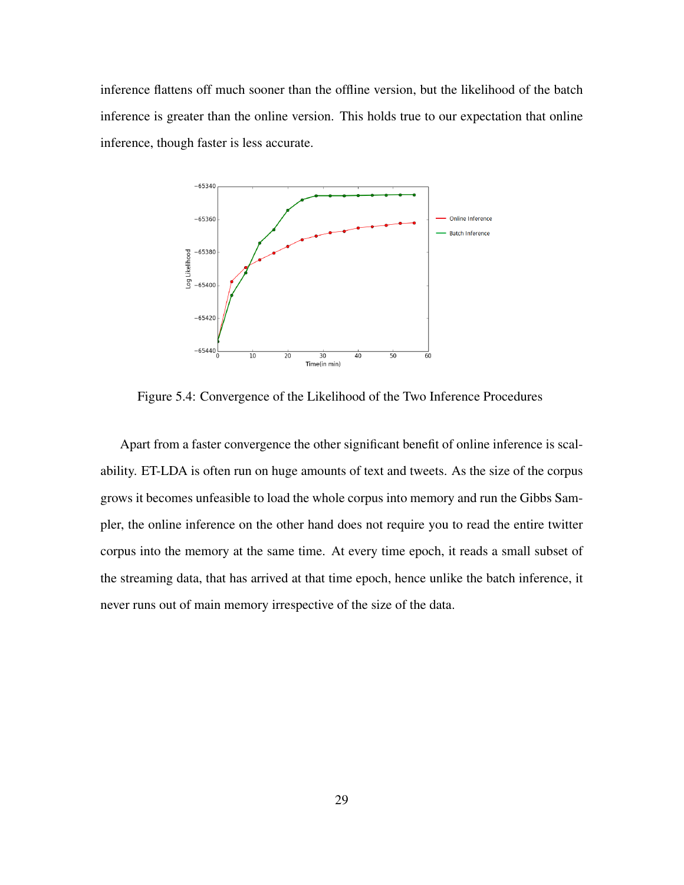inference flattens off much sooner than the offline version, but the likelihood of the batch inference is greater than the online version. This holds true to our expectation that online inference, though faster is less accurate.

Figure 5.4: Convergence of the Likelihood of the Two Inference Procedures

Apart from a faster convergence the other significant benefit of online inference is scalability. ET-LDA is often run on huge amounts of text and tweets. As the size of the corpus grows it becomes unfeasible to load the whole corpus into memory and run the Gibbs Sampler, the online inference on the other hand does not require you to read the entire twitter corpus into the memory at the same time. At every time epoch, it reads a small subset of the streaming data, that has arrived at that time epoch, hence unlike the batch inference, it never runs out of main memory irrespective of the size of the data.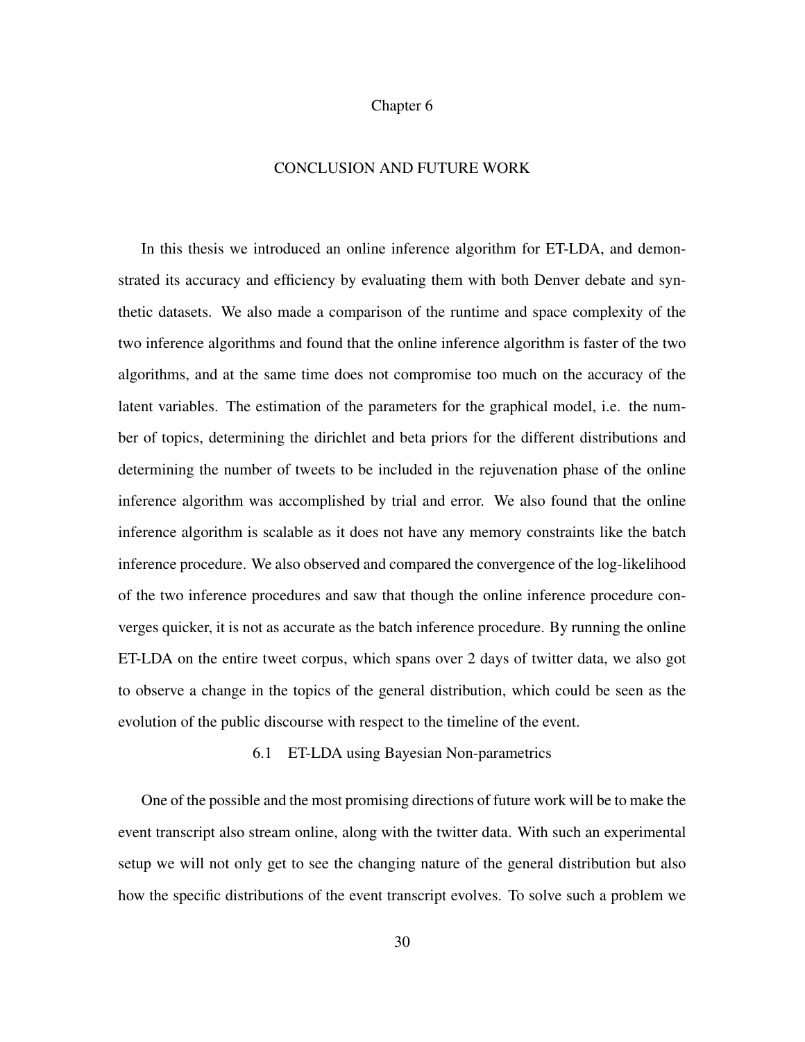# Chapter 6

# CONCLUSION AND FUTURE WORK

In this thesis we introduced an online inference algorithm for ET-LDA, and demonstrated its accuracy and efficiency by evaluating them with both Denver debate and synthetic datasets. We also made a comparison of the runtime and space complexity of the two inference algorithms and found that the online inference algorithm is faster of the two algorithms, and at the same time does not compromise too much on the accuracy of the latent variables. The estimation of the parameters for the graphical model, i.e. the number of topics, determining the dirichlet and beta priors for the different distributions and determining the number of tweets to be included in the rejuvenation phase of the online inference algorithm was accomplished by trial and error. We also found that the online inference algorithm is scalable as it does not have any memory constraints like the batch inference procedure. We also observed and compared the convergence of the log-likelihood of the two inference procedures and saw that though the online inference procedure converges quicker, it is not as accurate as the batch inference procedure. By running the online ET-LDA on the entire tweet corpus, which spans over 2 days of twitter data, we also got to observe a change in the topics of the general distribution, which could be seen as the evolution of the public discourse with respect to the timeline of the event.

## 6.1 ET-LDA using Bayesian Non-parametrics

One of the possible and the most promising directions of future work will be to make the event transcript also stream online, along with the twitter data. With such an experimental setup we will not only get to see the changing nature of the general distribution but also how the specific distributions of the event transcript evolves. To solve such a problem we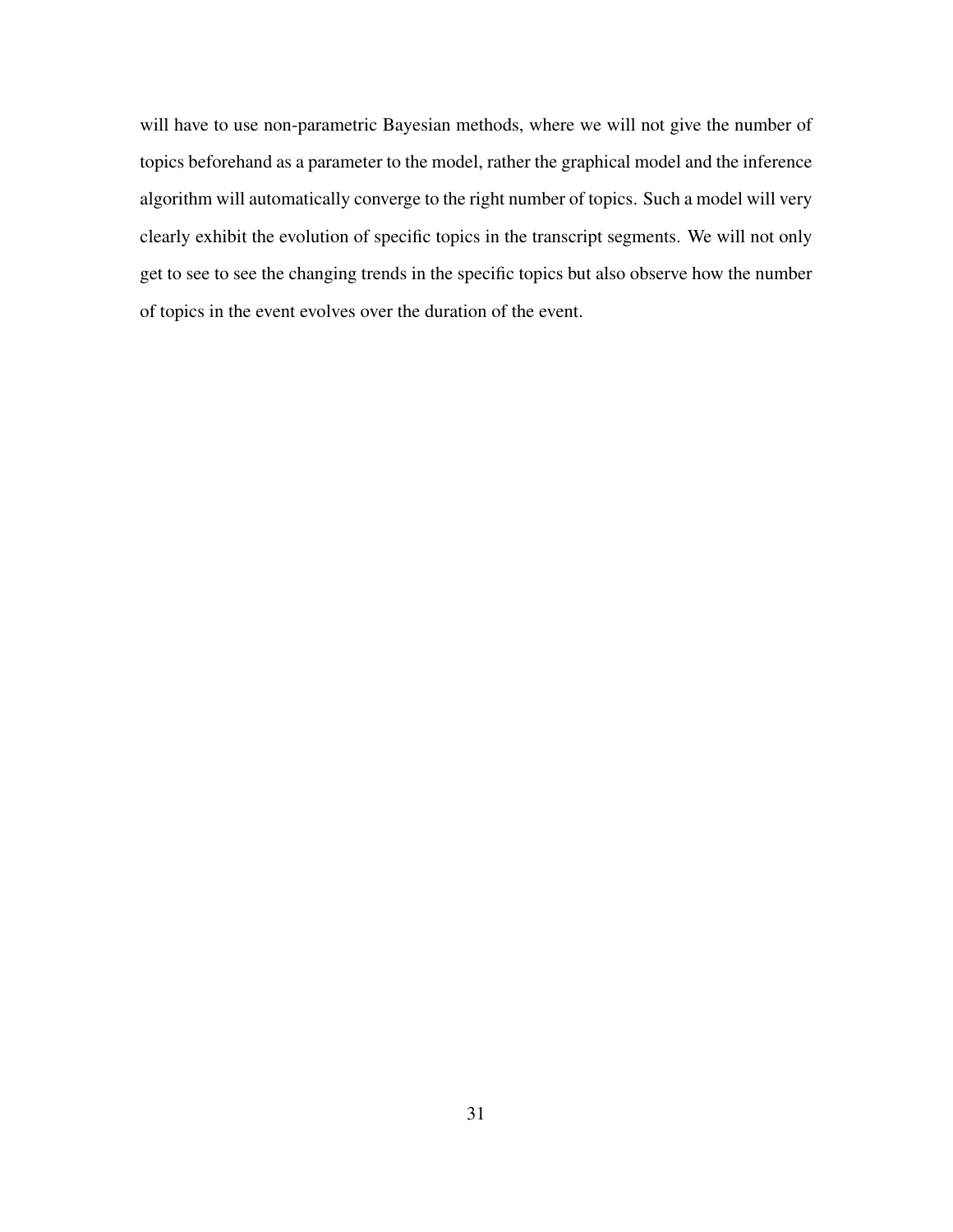will have to use non-parametric Bayesian methods, where we will not give the number of topics beforehand as a parameter to the model, rather the graphical model and the inference algorithm will automatically converge to the right number of topics. Such a model will very clearly exhibit the evolution of specific topics in the transcript segments. We will not only get to see to see the changing trends in the specific topics but also observe how the number of topics in the event evolves over the duration of the event.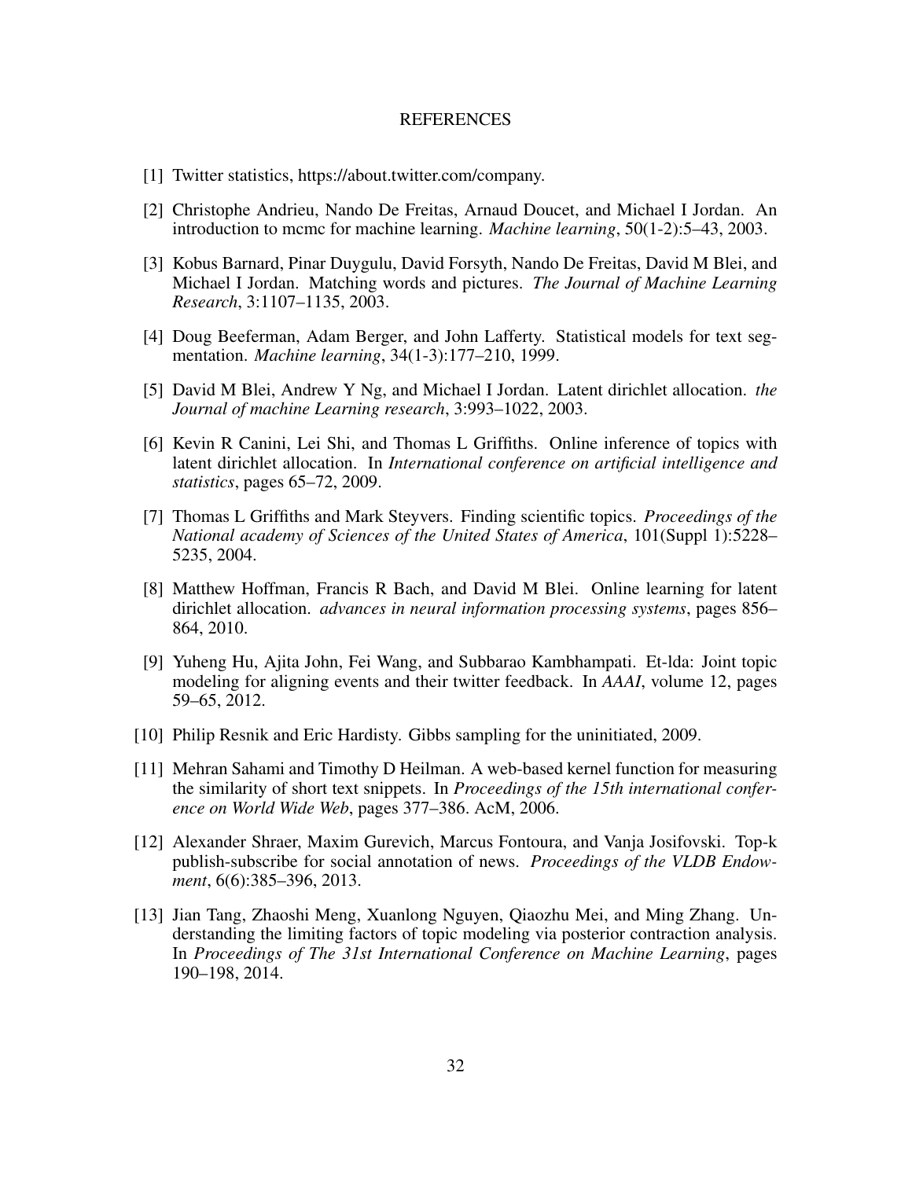# REFERENCES

[1] Twitter statistics, https://about.twitter.com/company.

[2] Christophe Andrieu, Nando De Freitas, Arnaud Doucet, and Michael I Jordan. An introduction to mcmc for machine learning. *Machine learning*, 50(1-2):5–43, 2003.

[3] Kobus Barnard, Pinar Duygulu, David Forsyth, Nando De Freitas, David M Blei, and Michael I Jordan. Matching words and pictures. *The Journal of Machine Learning Research*, 3:1107–1135, 2003.

[4] Doug Beeferman, Adam Berger, and John Lafferty. Statistical models for text segmentation. *Machine learning*, 34(1-3):177–210, 1999.

[5] David M Blei, Andrew Y Ng, and Michael I Jordan. Latent dirichlet allocation. *the Journal of machine Learning research*, 3:993–1022, 2003.

[6] Kevin R Canini, Lei Shi, and Thomas L Griffiths. Online inference of topics with latent dirichlet allocation. In *International conference on artificial intelligence and statistics*, pages 65–72, 2009.

[7] Thomas L Griffiths and Mark Steyvers. Finding scientific topics. *Proceedings of the National academy of Sciences of the United States of America*, 101(Suppl 1):5228–5235, 2004.

[8] Matthew Hoffman, Francis R Bach, and David M Blei. Online learning for latent dirichlet allocation. *advances in neural information processing systems*, pages 856–864, 2010.

[9] Yuheng Hu, Ajita John, Fei Wang, and Subbarao Kambhampati. Et-lda: Joint topic modeling for aligning events and their twitter feedback. In *AAAI*, volume 12, pages 59–65, 2012.

[10] Philip Resnik and Eric Hardisty. Gibbs sampling for the uninitiated, 2009.

[11] Mehran Sahami and Timothy D Heilman. A web-based kernel function for measuring the similarity of short text snippets. In *Proceedings of the 15th international conference on World Wide Web*, pages 377–386. AcM, 2006.

[12] Alexander Shraer, Maxim Gurevich, Marcus Fontoura, and Vanja Josifovski. Top-k publish-subscribe for social annotation of news. *Proceedings of the VLDB Endowment*, 6(6):385–396, 2013.

[13] Jian Tang, Zhaoshi Meng, Xuanlong Nguyen, Qiaozhu Mei, and Ming Zhang. Understanding the limiting factors of topic modeling via posterior contraction analysis. In *Proceedings of The 31st International Conference on Machine Learning*, pages 190–198, 2014.